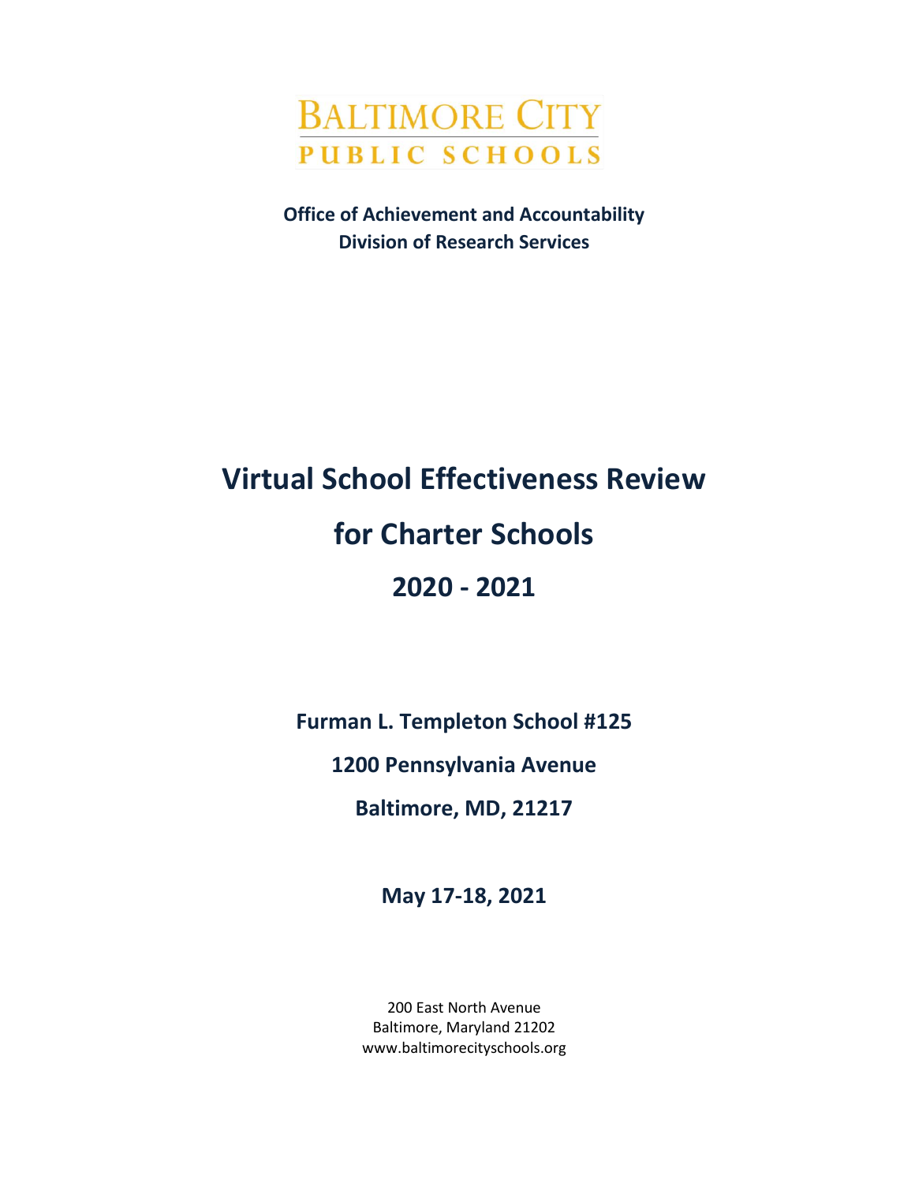BALTIMORE CITY
PUBLIC SCHOOLS

**Office of Achievement and Accountability**
**Division of Research Services**

# Virtual School Effectiveness Review

# for Charter Schools

# 2020 - 2021

**Furman L. Templeton School #125**

**1200 Pennsylvania Avenue**

**Baltimore, MD, 21217**

**May 17-18, 2021**

200 East North Avenue
Baltimore, Maryland 21202
www.baltimorecityschools.org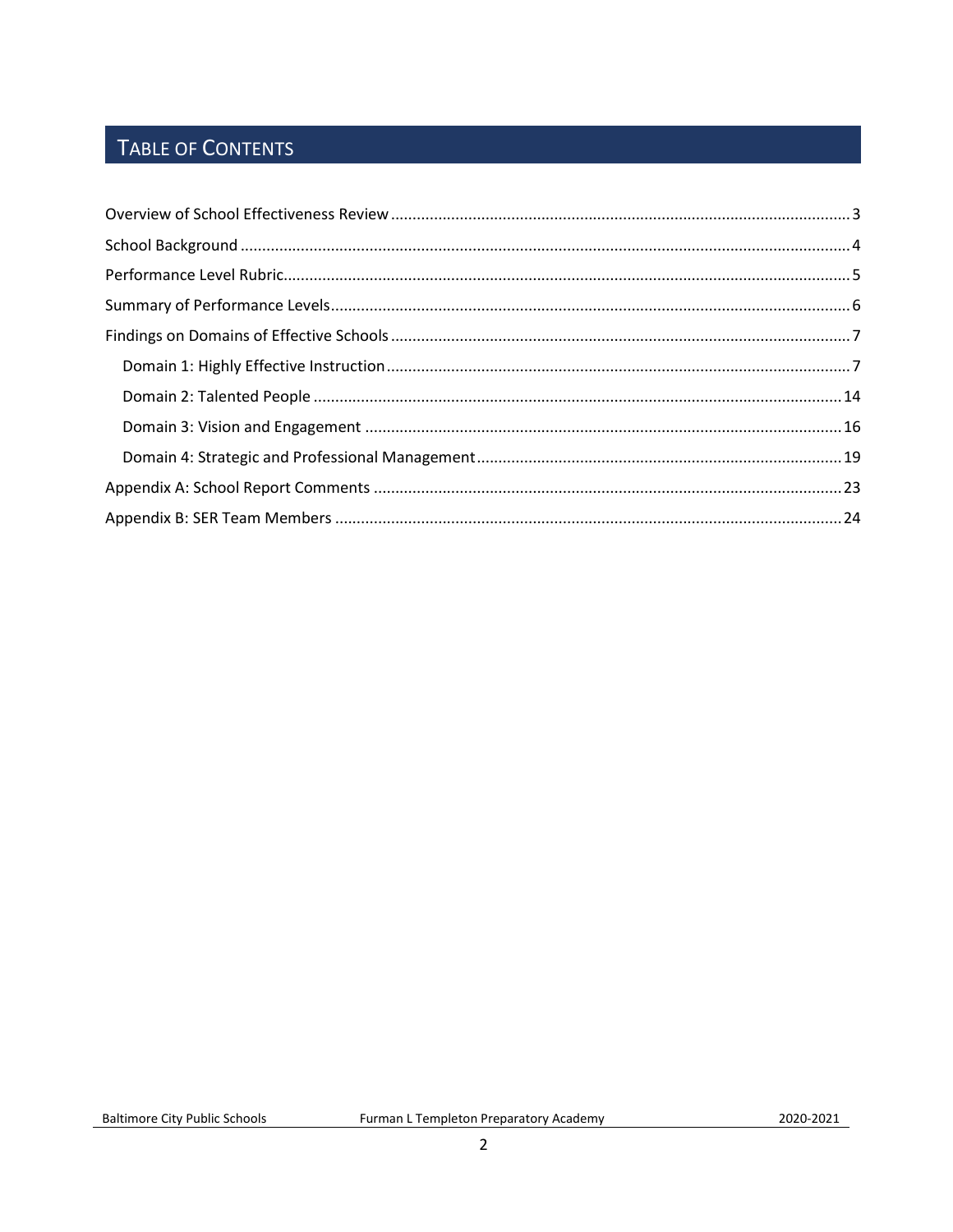# TABLE OF CONTENTS

Overview of School Effectiveness Review ............ 3

School Background ............ 4

Performance Level Rubric ............ 5

Summary of Performance Levels ............ 6

Findings on Domains of Effective Schools ............ 7

- Domain 1: Highly Effective Instruction ............ 7
- Domain 2: Talented People ............ 14
- Domain 3: Vision and Engagement ............ 16
- Domain 4: Strategic and Professional Management ............ 19

Appendix A: School Report Comments ............ 23

Appendix B: SER Team Members ............ 24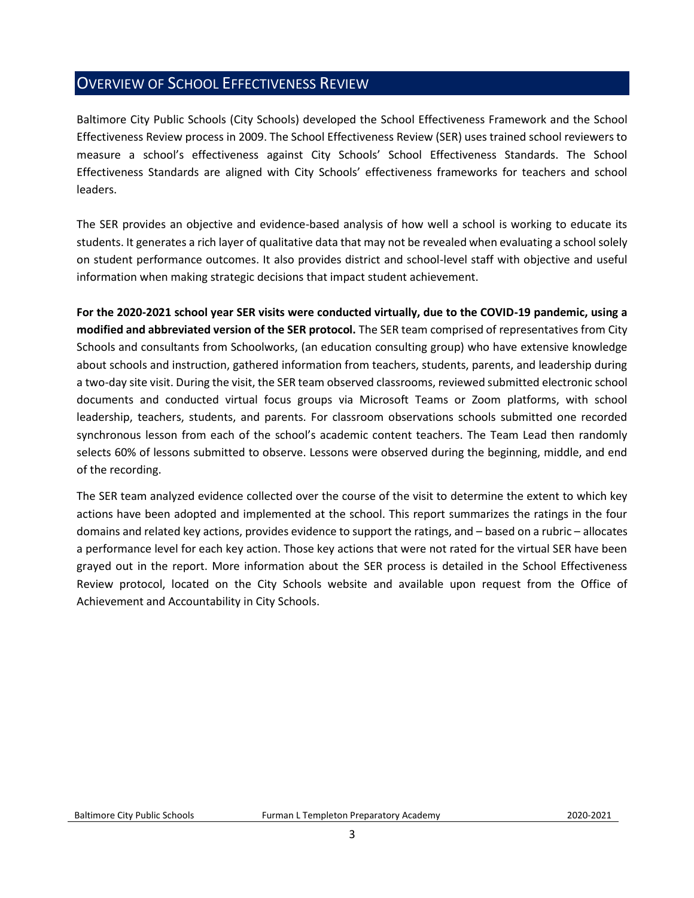## Overview of School Effectiveness Review

Baltimore City Public Schools (City Schools) developed the School Effectiveness Framework and the School Effectiveness Review process in 2009. The School Effectiveness Review (SER) uses trained school reviewers to measure a school's effectiveness against City Schools' School Effectiveness Standards. The School Effectiveness Standards are aligned with City Schools' effectiveness frameworks for teachers and school leaders.

The SER provides an objective and evidence-based analysis of how well a school is working to educate its students. It generates a rich layer of qualitative data that may not be revealed when evaluating a school solely on student performance outcomes. It also provides district and school-level staff with objective and useful information when making strategic decisions that impact student achievement.

**For the 2020-2021 school year SER visits were conducted virtually, due to the COVID-19 pandemic, using a modified and abbreviated version of the SER protocol.** The SER team comprised of representatives from City Schools and consultants from Schoolworks, (an education consulting group) who have extensive knowledge about schools and instruction, gathered information from teachers, students, parents, and leadership during a two-day site visit. During the visit, the SER team observed classrooms, reviewed submitted electronic school documents and conducted virtual focus groups via Microsoft Teams or Zoom platforms, with school leadership, teachers, students, and parents. For classroom observations schools submitted one recorded synchronous lesson from each of the school's academic content teachers. The Team Lead then randomly selects 60% of lessons submitted to observe. Lessons were observed during the beginning, middle, and end of the recording.

The SER team analyzed evidence collected over the course of the visit to determine the extent to which key actions have been adopted and implemented at the school. This report summarizes the ratings in the four domains and related key actions, provides evidence to support the ratings, and – based on a rubric – allocates a performance level for each key action. Those key actions that were not rated for the virtual SER have been grayed out in the report. More information about the SER process is detailed in the School Effectiveness Review protocol, located on the City Schools website and available upon request from the Office of Achievement and Accountability in City Schools.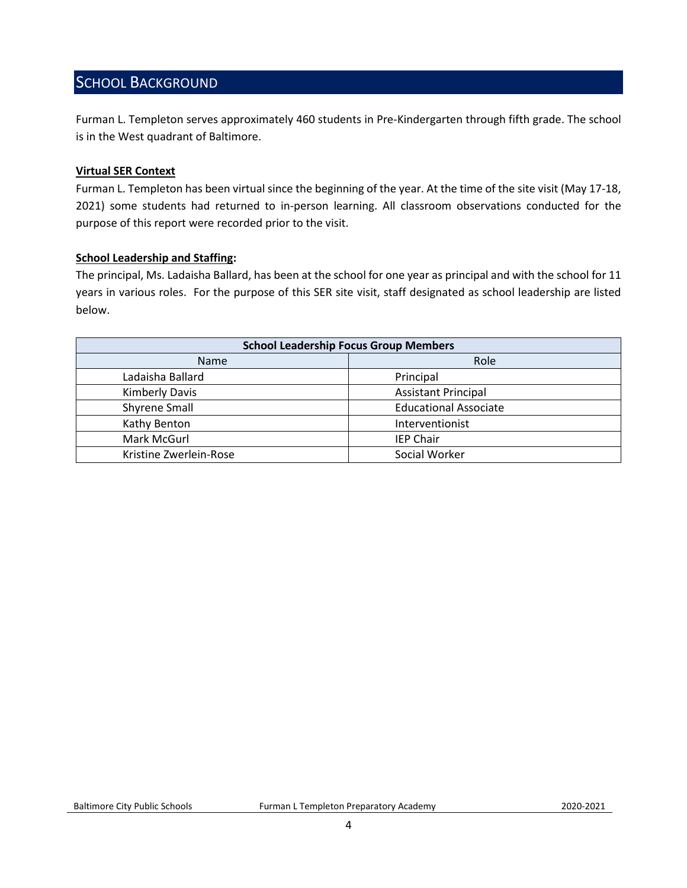## SCHOOL BACKGROUND

Furman L. Templeton serves approximately 460 students in Pre-Kindergarten through fifth grade. The school is in the West quadrant of Baltimore.

**Virtual SER Context**

Furman L. Templeton has been virtual since the beginning of the year. At the time of the site visit (May 17-18, 2021) some students had returned to in-person learning. All classroom observations conducted for the purpose of this report were recorded prior to the visit.

**School Leadership and Staffing:**

The principal, Ms. Ladaisha Ballard, has been at the school for one year as principal and with the school for 11 years in various roles. For the purpose of this SER site visit, staff designated as school leadership are listed below.

| School Leadership Focus Group Members | |
|---|---|
| Name | Role |
| Ladaisha Ballard | Principal |
| Kimberly Davis | Assistant Principal |
| Shyrene Small | Educational Associate |
| Kathy Benton | Interventionist |
| Mark McGurl | IEP Chair |
| Kristine Zwerlein-Rose | Social Worker |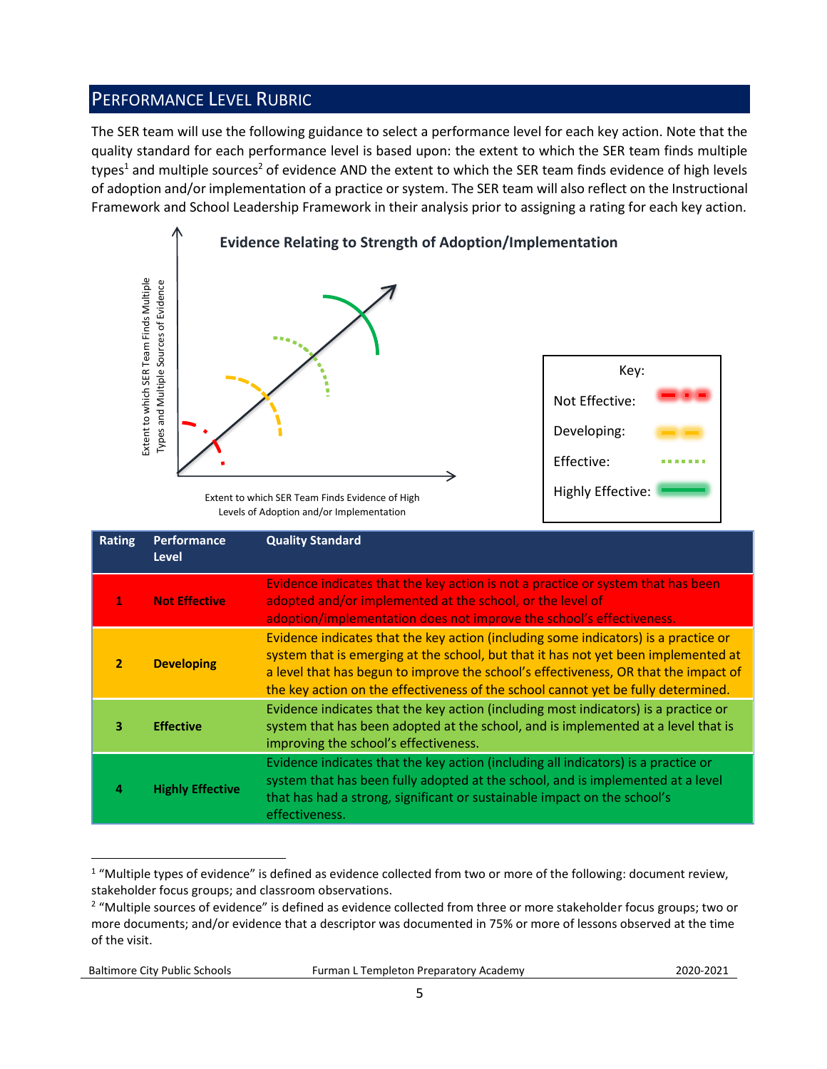## Performance Level Rubric

The SER team will use the following guidance to select a performance level for each key action. Note that the quality standard for each performance level is based upon: the extent to which the SER team finds multiple types[1] and multiple sources[2] of evidence AND the extent to which the SER team finds evidence of high levels of adoption and/or implementation of a practice or system. The SER team will also reflect on the Instructional Framework and School Leadership Framework in their analysis prior to assigning a rating for each key action.

**Evidence Relating to Strength of Adoption/Implementation**

Extent to which SER Team Finds Multiple Types and Multiple Sources of Evidence

Extent to which SER Team Finds Evidence of High Levels of Adoption and/or Implementation

Key:
- Not Effective
- Developing
- Effective
- Highly Effective

| Rating | Performance Level | Quality Standard |
|---|---|---|
| 1 | **Not Effective** | Evidence indicates that the key action is not a practice or system that has been adopted and/or implemented at the school, or the level of adoption/implementation does not improve the school's effectiveness. |
| 2 | **Developing** | Evidence indicates that the key action (including some indicators) is a practice or system that is emerging at the school, but that it has not yet been implemented at a level that has begun to improve the school's effectiveness, OR that the impact of the key action on the effectiveness of the school cannot yet be fully determined. |
| 3 | **Effective** | Evidence indicates that the key action (including most indicators) is a practice or system that has been adopted at the school, and is implemented at a level that is improving the school's effectiveness. |
| 4 | **Highly Effective** | Evidence indicates that the key action (including all indicators) is a practice or system that has been fully adopted at the school, and is implemented at a level that has had a strong, significant or sustainable impact on the school's effectiveness. |

[1] "Multiple types of evidence" is defined as evidence collected from two or more of the following: document review, stakeholder focus groups; and classroom observations.

[2] "Multiple sources of evidence" is defined as evidence collected from three or more stakeholder focus groups; two or more documents; and/or evidence that a descriptor was documented in 75% or more of lessons observed at the time of the visit.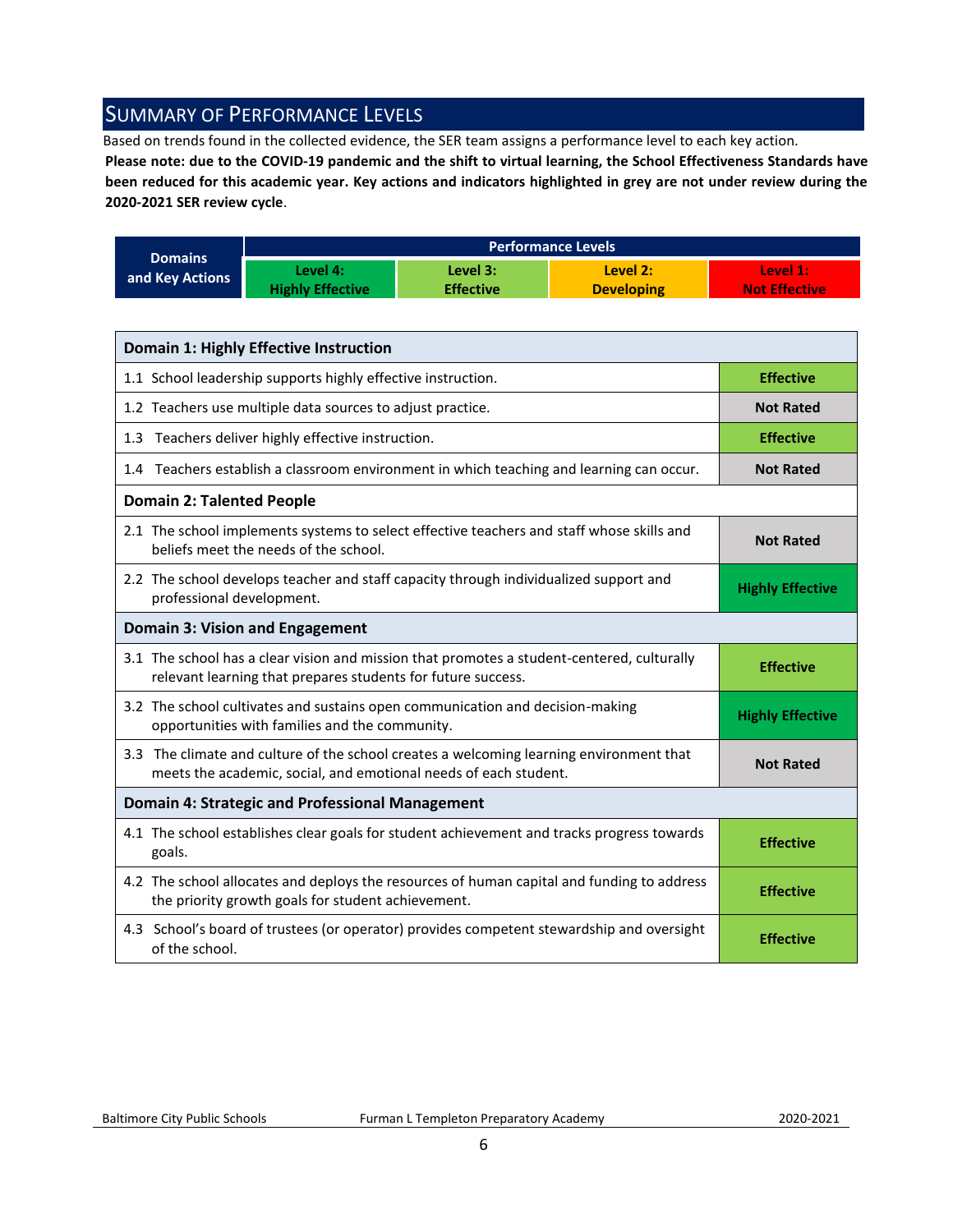## SUMMARY OF PERFORMANCE LEVELS

Based on trends found in the collected evidence, the SER team assigns a performance level to each key action.

**Please note: due to the COVID-19 pandemic and the shift to virtual learning, the School Effectiveness Standards have been reduced for this academic year. Key actions and indicators highlighted in grey are not under review during the 2020-2021 SER review cycle**.

| Domains and Key Actions | Performance Levels | | | |
|---|---|---|---|---|
| | Level 4: Highly Effective | Level 3: Effective | Level 2: Developing | Level 1: Not Effective |

| Domain 1: Highly Effective Instruction | |
|---|---|
| 1.1 School leadership supports highly effective instruction. | Effective |
| 1.2 Teachers use multiple data sources to adjust practice. | Not Rated |
| 1.3 Teachers deliver highly effective instruction. | Effective |
| 1.4 Teachers establish a classroom environment in which teaching and learning can occur. | Not Rated |
| **Domain 2: Talented People** | |
| 2.1 The school implements systems to select effective teachers and staff whose skills and beliefs meet the needs of the school. | Not Rated |
| 2.2 The school develops teacher and staff capacity through individualized support and professional development. | Highly Effective |
| **Domain 3: Vision and Engagement** | |
| 3.1 The school has a clear vision and mission that promotes a student-centered, culturally relevant learning that prepares students for future success. | Effective |
| 3.2 The school cultivates and sustains open communication and decision-making opportunities with families and the community. | Highly Effective |
| 3.3 The climate and culture of the school creates a welcoming learning environment that meets the academic, social, and emotional needs of each student. | Not Rated |
| **Domain 4: Strategic and Professional Management** | |
| 4.1 The school establishes clear goals for student achievement and tracks progress towards goals. | Effective |
| 4.2 The school allocates and deploys the resources of human capital and funding to address the priority growth goals for student achievement. | Effective |
| 4.3 School's board of trustees (or operator) provides competent stewardship and oversight of the school. | Effective |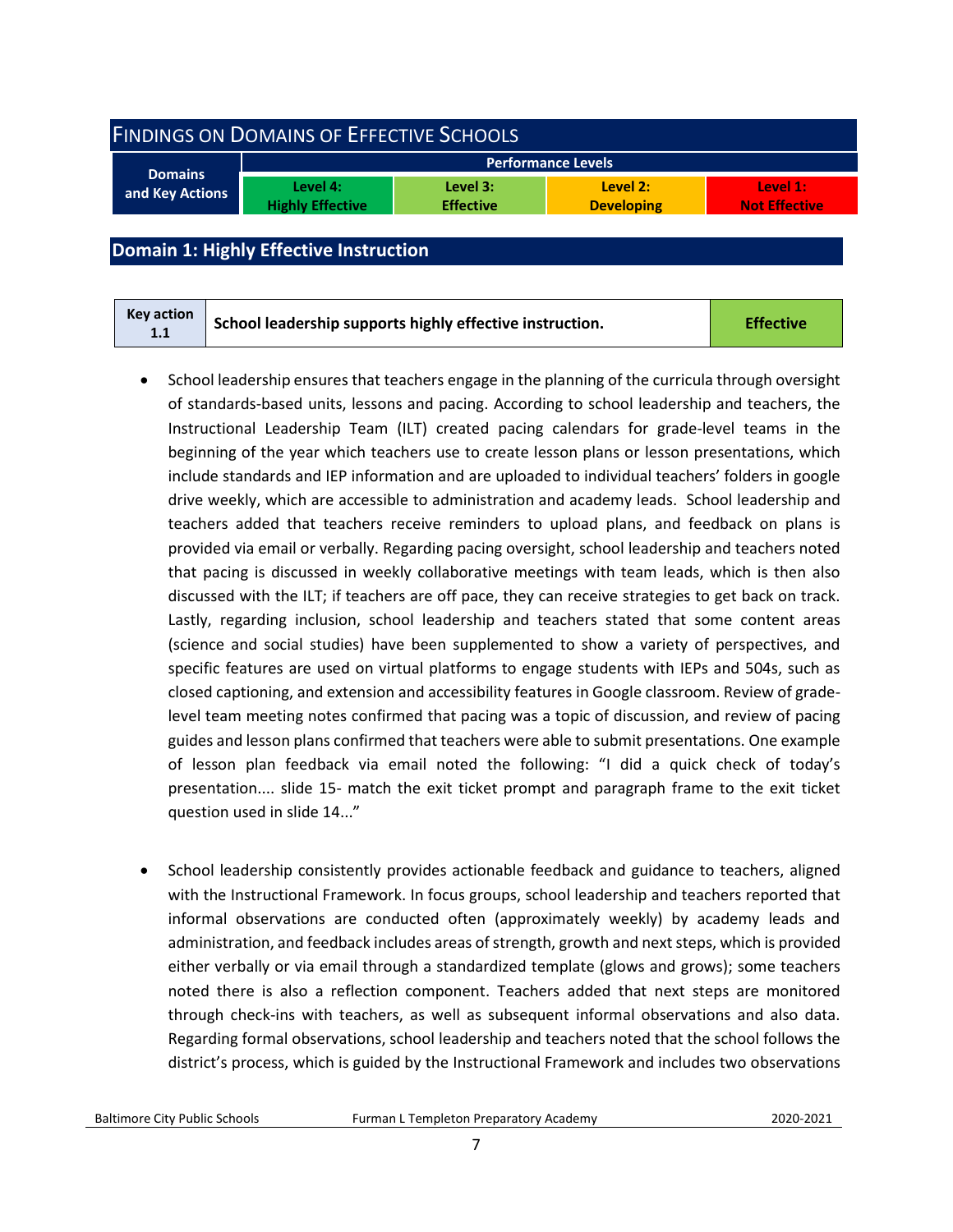## Findings on Domains of Effective Schools

| Domains and Key Actions | Performance Levels | | | |
|---|---|---|---|---|
| | Level 4: Highly Effective | Level 3: Effective | Level 2: Developing | Level 1: Not Effective |

## Domain 1: Highly Effective Instruction

| Key action 1.1 | School leadership supports highly effective instruction. | Effective |
|---|---|---|

- School leadership ensures that teachers engage in the planning of the curricula through oversight of standards-based units, lessons and pacing. According to school leadership and teachers, the Instructional Leadership Team (ILT) created pacing calendars for grade-level teams in the beginning of the year which teachers use to create lesson plans or lesson presentations, which include standards and IEP information and are uploaded to individual teachers' folders in google drive weekly, which are accessible to administration and academy leads. School leadership and teachers added that teachers receive reminders to upload plans, and feedback on plans is provided via email or verbally. Regarding pacing oversight, school leadership and teachers noted that pacing is discussed in weekly collaborative meetings with team leads, which is then also discussed with the ILT; if teachers are off pace, they can receive strategies to get back on track. Lastly, regarding inclusion, school leadership and teachers stated that some content areas (science and social studies) have been supplemented to show a variety of perspectives, and specific features are used on virtual platforms to engage students with IEPs and 504s, such as closed captioning, and extension and accessibility features in Google classroom. Review of grade-level team meeting notes confirmed that pacing was a topic of discussion, and review of pacing guides and lesson plans confirmed that teachers were able to submit presentations. One example of lesson plan feedback via email noted the following: "I did a quick check of today's presentation.... slide 15- match the exit ticket prompt and paragraph frame to the exit ticket question used in slide 14..."

- School leadership consistently provides actionable feedback and guidance to teachers, aligned with the Instructional Framework. In focus groups, school leadership and teachers reported that informal observations are conducted often (approximately weekly) by academy leads and administration, and feedback includes areas of strength, growth and next steps, which is provided either verbally or via email through a standardized template (glows and grows); some teachers noted there is also a reflection component. Teachers added that next steps are monitored through check-ins with teachers, as well as subsequent informal observations and also data. Regarding formal observations, school leadership and teachers noted that the school follows the district's process, which is guided by the Instructional Framework and includes two observations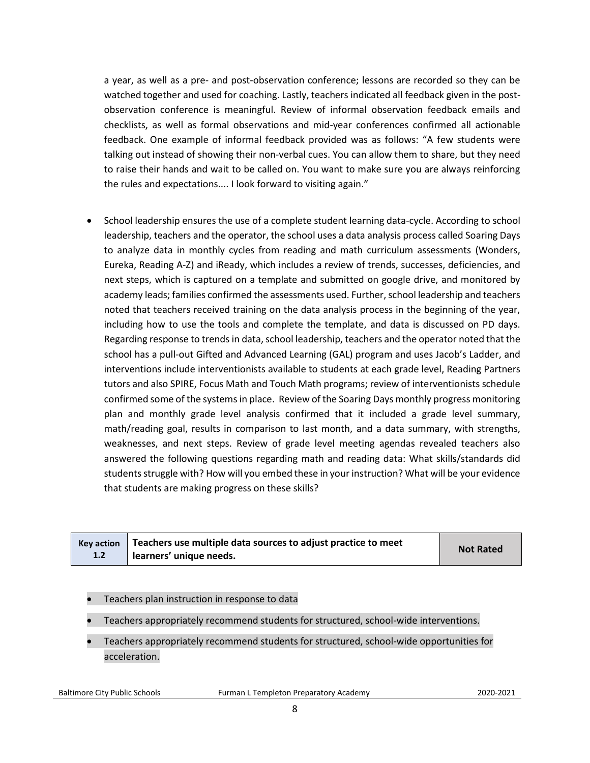a year, as well as a pre- and post-observation conference; lessons are recorded so they can be watched together and used for coaching. Lastly, teachers indicated all feedback given in the post-observation conference is meaningful. Review of informal observation feedback emails and checklists, as well as formal observations and mid-year conferences confirmed all actionable feedback. One example of informal feedback provided was as follows: "A few students were talking out instead of showing their non-verbal cues. You can allow them to share, but they need to raise their hands and wait to be called on. You want to make sure you are always reinforcing the rules and expectations.... I look forward to visiting again."

- School leadership ensures the use of a complete student learning data-cycle. According to school leadership, teachers and the operator, the school uses a data analysis process called Soaring Days to analyze data in monthly cycles from reading and math curriculum assessments (Wonders, Eureka, Reading A-Z) and iReady, which includes a review of trends, successes, deficiencies, and next steps, which is captured on a template and submitted on google drive, and monitored by academy leads; families confirmed the assessments used. Further, school leadership and teachers noted that teachers received training on the data analysis process in the beginning of the year, including how to use the tools and complete the template, and data is discussed on PD days. Regarding response to trends in data, school leadership, teachers and the operator noted that the school has a pull-out Gifted and Advanced Learning (GAL) program and uses Jacob's Ladder, and interventions include interventionists available to students at each grade level, Reading Partners tutors and also SPIRE, Focus Math and Touch Math programs; review of interventionists schedule confirmed some of the systems in place. Review of the Soaring Days monthly progress monitoring plan and monthly grade level analysis confirmed that it included a grade level summary, math/reading goal, results in comparison to last month, and a data summary, with strengths, weaknesses, and next steps. Review of grade level meeting agendas revealed teachers also answered the following questions regarding math and reading data: What skills/standards did students struggle with? How will you embed these in your instruction? What will be your evidence that students are making progress on these skills?

| Key action 1.2 | Teachers use multiple data sources to adjust practice to meet learners' unique needs. | Not Rated |
|---|---|---|

- Teachers plan instruction in response to data
- Teachers appropriately recommend students for structured, school-wide interventions.
- Teachers appropriately recommend students for structured, school-wide opportunities for acceleration.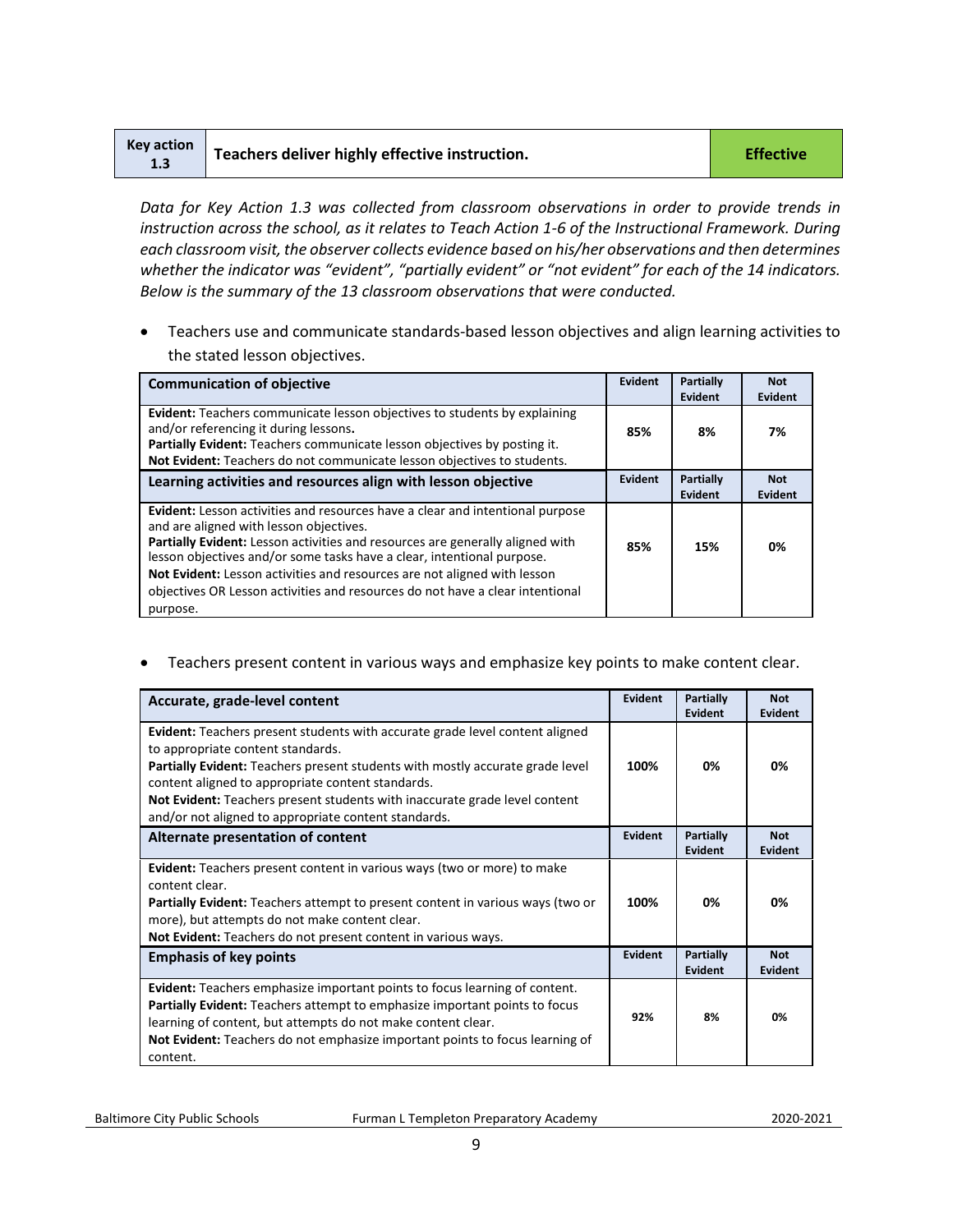| Key action 1.3 | Teachers deliver highly effective instruction. | Effective |
|---|---|---|

*Data for Key Action 1.3 was collected from classroom observations in order to provide trends in instruction across the school, as it relates to Teach Action 1-6 of the Instructional Framework. During each classroom visit, the observer collects evidence based on his/her observations and then determines whether the indicator was "evident", "partially evident" or "not evident" for each of the 14 indicators. Below is the summary of the 13 classroom observations that were conducted.*

- Teachers use and communicate standards-based lesson objectives and align learning activities to the stated lesson objectives.

| Communication of objective | Evident | Partially Evident | Not Evident |
|---|---|---|---|
| **Evident:** Teachers communicate lesson objectives to students by explaining and/or referencing it during lessons. **Partially Evident:** Teachers communicate lesson objectives by posting it. **Not Evident:** Teachers do not communicate lesson objectives to students. | 85% | 8% | 7% |
| **Learning activities and resources align with lesson objective** | **Evident** | **Partially Evident** | **Not Evident** |
| **Evident:** Lesson activities and resources have a clear and intentional purpose and are aligned with lesson objectives. **Partially Evident:** Lesson activities and resources are generally aligned with lesson objectives and/or some tasks have a clear, intentional purpose. **Not Evident:** Lesson activities and resources are not aligned with lesson objectives OR Lesson activities and resources do not have a clear intentional purpose. | 85% | 15% | 0% |

- Teachers present content in various ways and emphasize key points to make content clear.

| Accurate, grade-level content | Evident | Partially Evident | Not Evident |
|---|---|---|---|
| **Evident:** Teachers present students with accurate grade level content aligned to appropriate content standards. **Partially Evident:** Teachers present students with mostly accurate grade level content aligned to appropriate content standards. **Not Evident:** Teachers present students with inaccurate grade level content and/or not aligned to appropriate content standards. | 100% | 0% | 0% |
| **Alternate presentation of content** | **Evident** | **Partially Evident** | **Not Evident** |
| **Evident:** Teachers present content in various ways (two or more) to make content clear. **Partially Evident:** Teachers attempt to present content in various ways (two or more), but attempts do not make content clear. **Not Evident:** Teachers do not present content in various ways. | 100% | 0% | 0% |
| **Emphasis of key points** | **Evident** | **Partially Evident** | **Not Evident** |
| **Evident:** Teachers emphasize important points to focus learning of content. **Partially Evident:** Teachers attempt to emphasize important points to focus learning of content, but attempts do not make content clear. **Not Evident:** Teachers do not emphasize important points to focus learning of content. | 92% | 8% | 0% |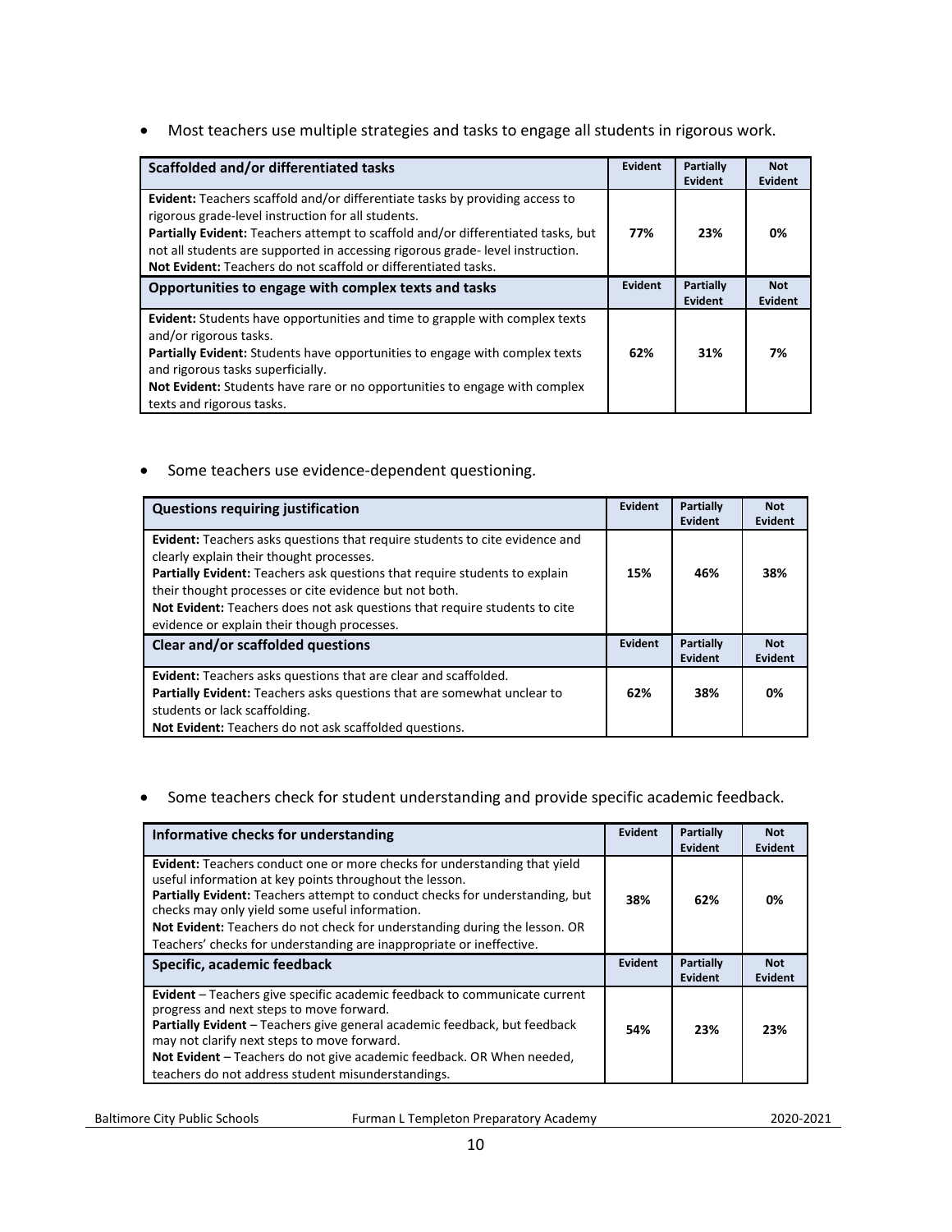- Most teachers use multiple strategies and tasks to engage all students in rigorous work.

| Scaffolded and/or differentiated tasks | Evident | Partially Evident | Not Evident |
|---|---|---|---|
| **Evident:** Teachers scaffold and/or differentiate tasks by providing access to rigorous grade-level instruction for all students.<br>**Partially Evident:** Teachers attempt to scaffold and/or differentiated tasks, but not all students are supported in accessing rigorous grade- level instruction.<br>**Not Evident:** Teachers do not scaffold or differentiated tasks. | **77%** | **23%** | **0%** |
| **Opportunities to engage with complex texts and tasks** | **Evident** | **Partially Evident** | **Not Evident** |
| **Evident:** Students have opportunities and time to grapple with complex texts and/or rigorous tasks.<br>**Partially Evident:** Students have opportunities to engage with complex texts and rigorous tasks superficially.<br>**Not Evident:** Students have rare or no opportunities to engage with complex texts and rigorous tasks. | **62%** | **31%** | **7%** |

- Some teachers use evidence-dependent questioning.

| Questions requiring justification | Evident | Partially Evident | Not Evident |
|---|---|---|---|
| **Evident:** Teachers asks questions that require students to cite evidence and clearly explain their thought processes.<br>**Partially Evident:** Teachers ask questions that require students to explain their thought processes or cite evidence but not both.<br>**Not Evident:** Teachers does not ask questions that require students to cite evidence or explain their though processes. | **15%** | **46%** | **38%** |
| **Clear and/or scaffolded questions** | **Evident** | **Partially Evident** | **Not Evident** |
| **Evident:** Teachers asks questions that are clear and scaffolded.<br>**Partially Evident:** Teachers asks questions that are somewhat unclear to students or lack scaffolding.<br>**Not Evident:** Teachers do not ask scaffolded questions. | **62%** | **38%** | **0%** |

- Some teachers check for student understanding and provide specific academic feedback.

| Informative checks for understanding | Evident | Partially Evident | Not Evident |
|---|---|---|---|
| **Evident:** Teachers conduct one or more checks for understanding that yield useful information at key points throughout the lesson.<br>**Partially Evident:** Teachers attempt to conduct checks for understanding, but checks may only yield some useful information.<br>**Not Evident:** Teachers do not check for understanding during the lesson. OR Teachers' checks for understanding are inappropriate or ineffective. | **38%** | **62%** | **0%** |
| **Specific, academic feedback** | **Evident** | **Partially Evident** | **Not Evident** |
| **Evident** – Teachers give specific academic feedback to communicate current progress and next steps to move forward.<br>**Partially Evident** – Teachers give general academic feedback, but feedback may not clarify next steps to move forward.<br>**Not Evident** – Teachers do not give academic feedback. OR When needed, teachers do not address student misunderstandings. | **54%** | **23%** | **23%** |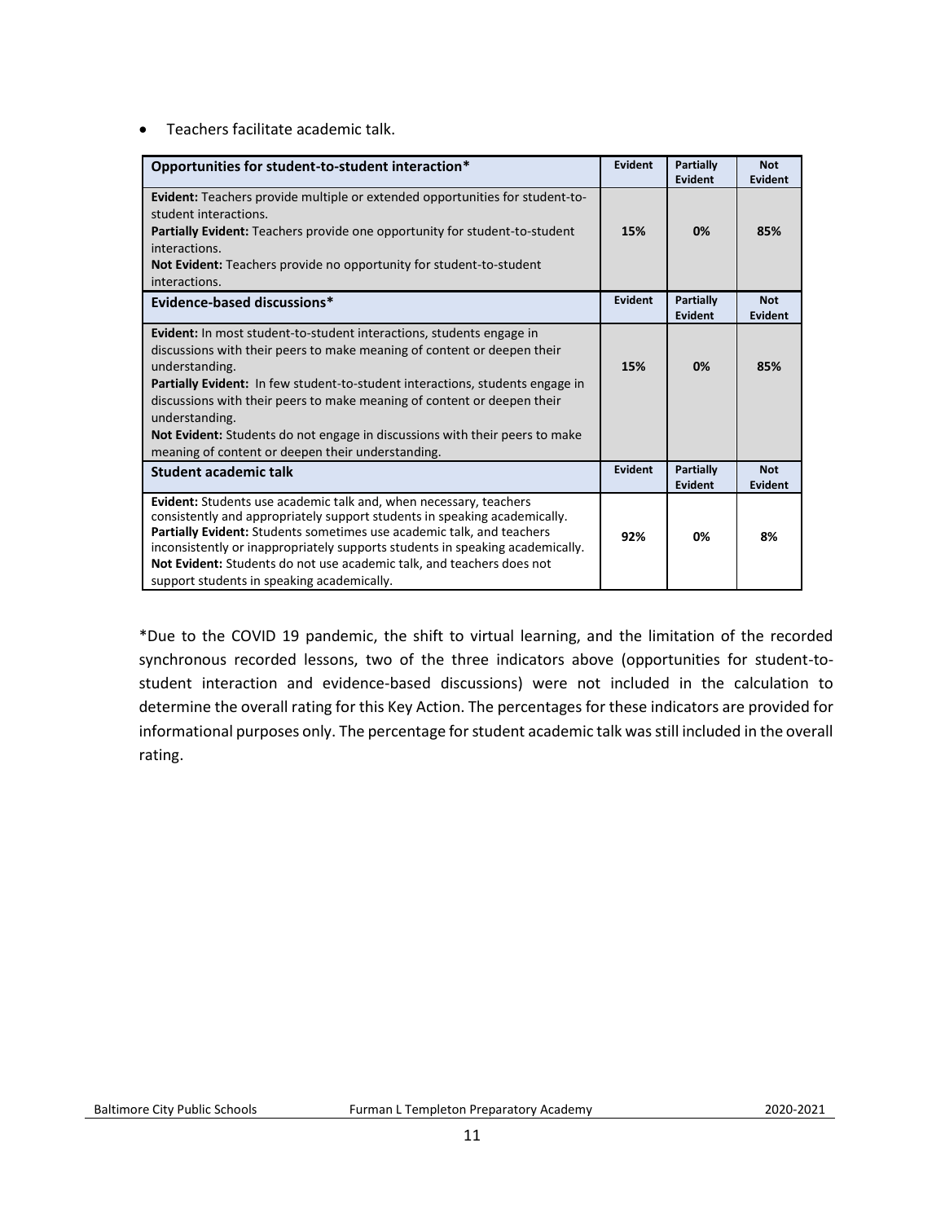- Teachers facilitate academic talk.

| Opportunities for student-to-student interaction* | Evident | Partially Evident | Not Evident |
|---|---|---|---|
| **Evident:** Teachers provide multiple or extended opportunities for student-to-student interactions.<br>**Partially Evident:** Teachers provide one opportunity for student-to-student interactions.<br>**Not Evident:** Teachers provide no opportunity for student-to-student interactions. | **15%** | **0%** | **85%** |
| **Evidence-based discussions*** | **Evident** | **Partially Evident** | **Not Evident** |
| **Evident:** In most student-to-student interactions, students engage in discussions with their peers to make meaning of content or deepen their understanding.<br>**Partially Evident:** In few student-to-student interactions, students engage in discussions with their peers to make meaning of content or deepen their understanding.<br>**Not Evident:** Students do not engage in discussions with their peers to make meaning of content or deepen their understanding. | **15%** | **0%** | **85%** |
| **Student academic talk** | **Evident** | **Partially Evident** | **Not Evident** |
| **Evident:** Students use academic talk and, when necessary, teachers consistently and appropriately support students in speaking academically.<br>**Partially Evident:** Students sometimes use academic talk, and teachers inconsistently or inappropriately supports students in speaking academically.<br>**Not Evident:** Students do not use academic talk, and teachers does not support students in speaking academically. | **92%** | **0%** | **8%** |

*Due to the COVID 19 pandemic, the shift to virtual learning, and the limitation of the recorded synchronous recorded lessons, two of the three indicators above (opportunities for student-to-student interaction and evidence-based discussions) were not included in the calculation to determine the overall rating for this Key Action. The percentages for these indicators are provided for informational purposes only. The percentage for student academic talk was still included in the overall rating.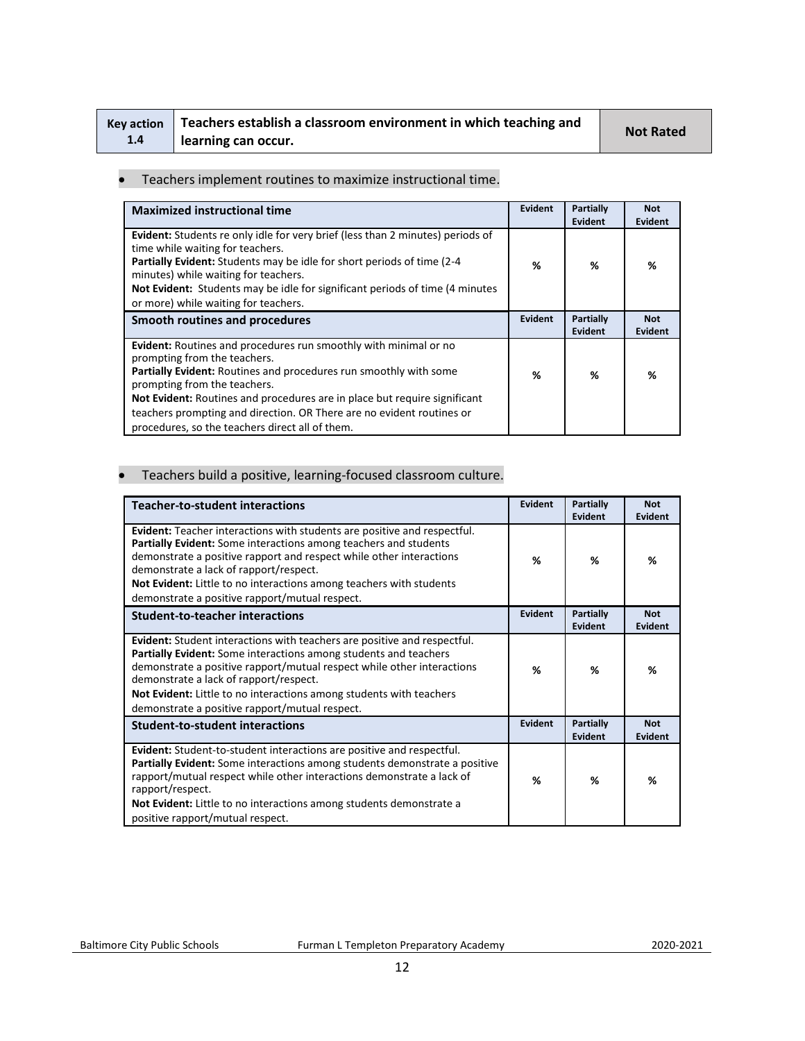| Key action 1.4 | Teachers establish a classroom environment in which teaching and learning can occur. | Not Rated |
|---|---|---|

- Teachers implement routines to maximize instructional time.

| Maximized instructional time | Evident | Partially Evident | Not Evident |
|---|---|---|---|
| **Evident:** Students re only idle for very brief (less than 2 minutes) periods of time while waiting for teachers.<br>**Partially Evident:** Students may be idle for short periods of time (2-4 minutes) while waiting for teachers.<br>**Not Evident:** Students may be idle for significant periods of time (4 minutes or more) while waiting for teachers. | % | % | % |
| **Smooth routines and procedures** | **Evident** | **Partially Evident** | **Not Evident** |
| **Evident:** Routines and procedures run smoothly with minimal or no prompting from the teachers.<br>**Partially Evident:** Routines and procedures run smoothly with some prompting from the teachers.<br>**Not Evident:** Routines and procedures are in place but require significant teachers prompting and direction. OR There are no evident routines or procedures, so the teachers direct all of them. | % | % | % |

- Teachers build a positive, learning-focused classroom culture.

| Teacher-to-student interactions | Evident | Partially Evident | Not Evident |
|---|---|---|---|
| **Evident:** Teacher interactions with students are positive and respectful.<br>**Partially Evident:** Some interactions among teachers and students demonstrate a positive rapport and respect while other interactions demonstrate a lack of rapport/respect.<br>**Not Evident:** Little to no interactions among teachers with students demonstrate a positive rapport/mutual respect. | % | % | % |
| **Student-to-teacher interactions** | **Evident** | **Partially Evident** | **Not Evident** |
| **Evident:** Student interactions with teachers are positive and respectful.<br>**Partially Evident:** Some interactions among students and teachers demonstrate a positive rapport/mutual respect while other interactions demonstrate a lack of rapport/respect.<br>**Not Evident:** Little to no interactions among students with teachers demonstrate a positive rapport/mutual respect. | % | % | % |
| **Student-to-student interactions** | **Evident** | **Partially Evident** | **Not Evident** |
| **Evident:** Student-to-student interactions are positive and respectful.<br>**Partially Evident:** Some interactions among students demonstrate a positive rapport/mutual respect while other interactions demonstrate a lack of rapport/respect.<br>**Not Evident:** Little to no interactions among students demonstrate a positive rapport/mutual respect. | % | % | % |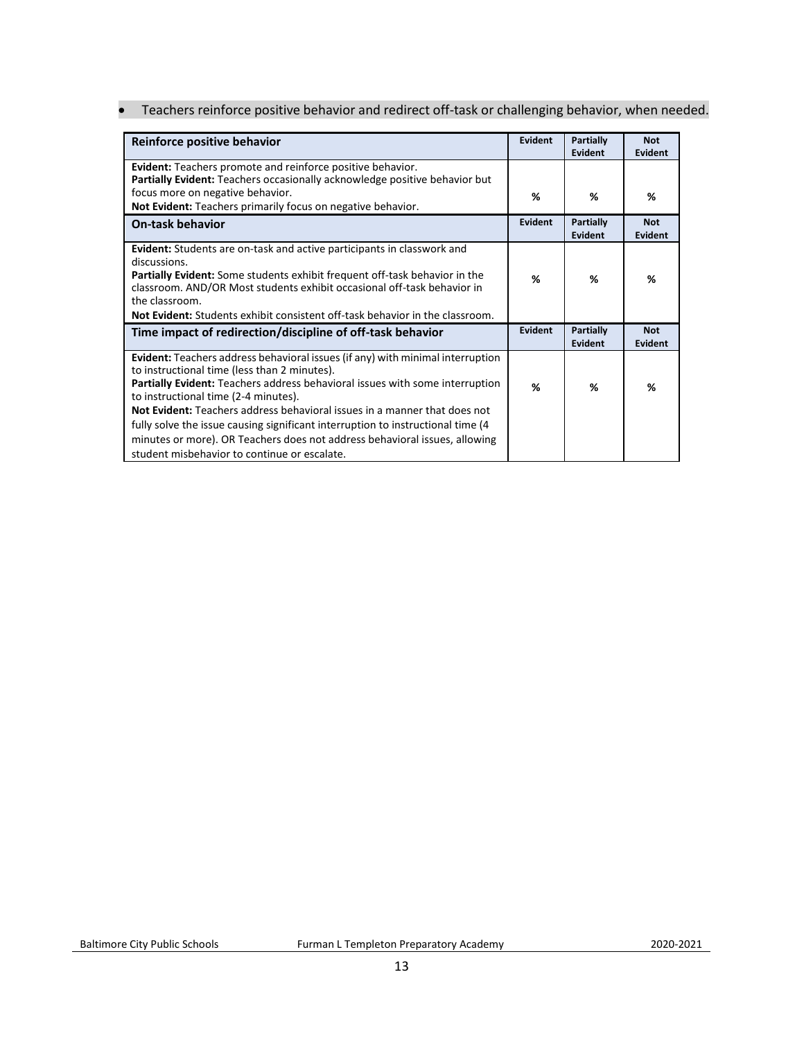- Teachers reinforce positive behavior and redirect off-task or challenging behavior, when needed.

| Reinforce positive behavior | Evident | Partially Evident | Not Evident |
|---|---|---|---|
| **Evident:** Teachers promote and reinforce positive behavior.<br>**Partially Evident:** Teachers occasionally acknowledge positive behavior but focus more on negative behavior.<br>**Not Evident:** Teachers primarily focus on negative behavior. | % | % | % |
| **On-task behavior** | **Evident** | **Partially Evident** | **Not Evident** |
| **Evident:** Students are on-task and active participants in classwork and discussions.<br>**Partially Evident:** Some students exhibit frequent off-task behavior in the classroom. AND/OR Most students exhibit occasional off-task behavior in the classroom.<br>**Not Evident:** Students exhibit consistent off-task behavior in the classroom. | % | % | % |
| **Time impact of redirection/discipline of off-task behavior** | **Evident** | **Partially Evident** | **Not Evident** |
| **Evident:** Teachers address behavioral issues (if any) with minimal interruption to instructional time (less than 2 minutes).<br>**Partially Evident:** Teachers address behavioral issues with some interruption to instructional time (2-4 minutes).<br>**Not Evident:** Teachers address behavioral issues in a manner that does not fully solve the issue causing significant interruption to instructional time (4 minutes or more). OR Teachers does not address behavioral issues, allowing student misbehavior to continue or escalate. | % | % | % |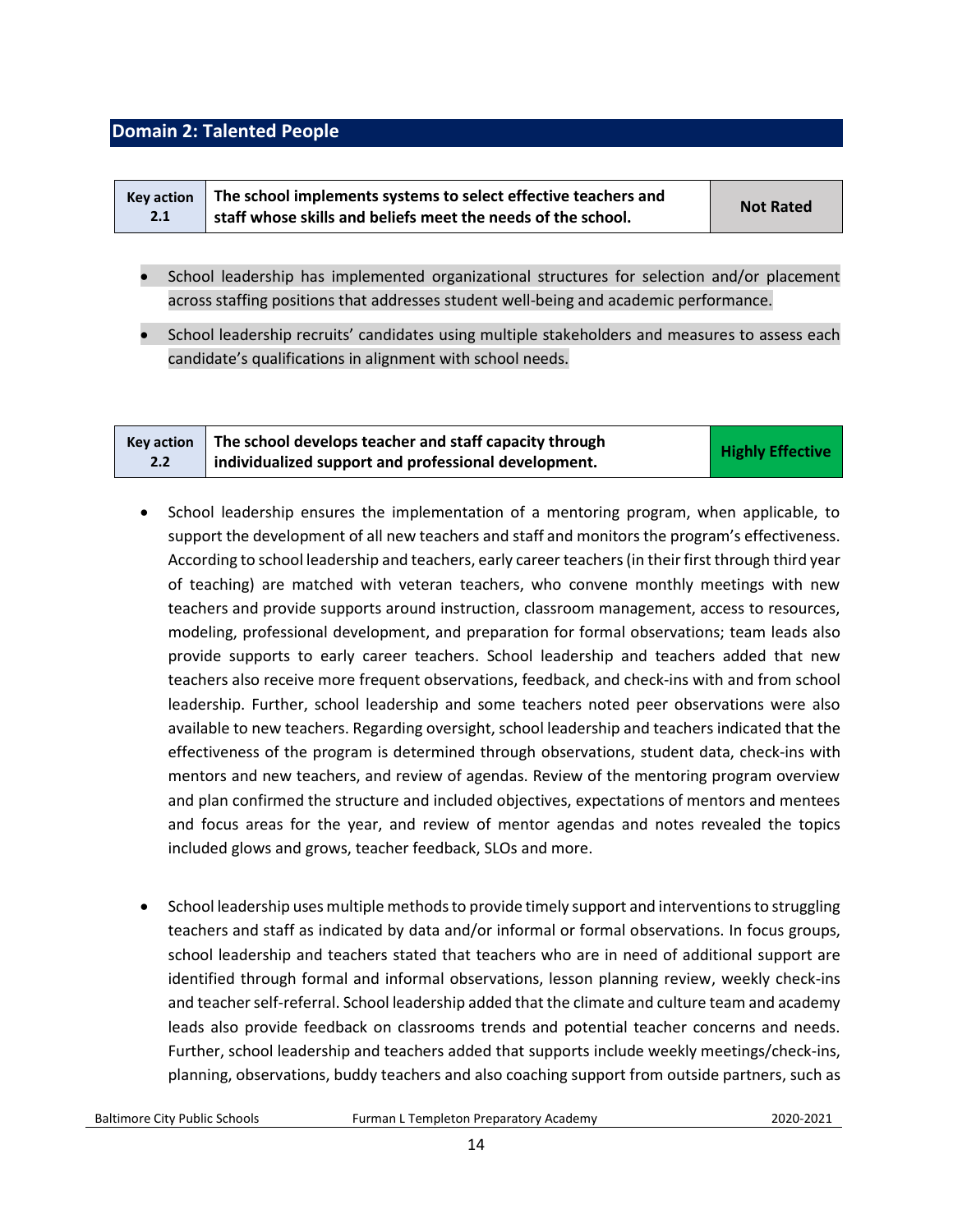## Domain 2: Talented People

| Key action 2.1 | The school implements systems to select effective teachers and staff whose skills and beliefs meet the needs of the school. | Not Rated |
|---|---|---|

- School leadership has implemented organizational structures for selection and/or placement across staffing positions that addresses student well-being and academic performance.
- School leadership recruits' candidates using multiple stakeholders and measures to assess each candidate's qualifications in alignment with school needs.

| Key action 2.2 | The school develops teacher and staff capacity through individualized support and professional development. | Highly Effective |
|---|---|---|

- School leadership ensures the implementation of a mentoring program, when applicable, to support the development of all new teachers and staff and monitors the program's effectiveness. According to school leadership and teachers, early career teachers (in their first through third year of teaching) are matched with veteran teachers, who convene monthly meetings with new teachers and provide supports around instruction, classroom management, access to resources, modeling, professional development, and preparation for formal observations; team leads also provide supports to early career teachers. School leadership and teachers added that new teachers also receive more frequent observations, feedback, and check-ins with and from school leadership. Further, school leadership and some teachers noted peer observations were also available to new teachers. Regarding oversight, school leadership and teachers indicated that the effectiveness of the program is determined through observations, student data, check-ins with mentors and new teachers, and review of agendas. Review of the mentoring program overview and plan confirmed the structure and included objectives, expectations of mentors and mentees and focus areas for the year, and review of mentor agendas and notes revealed the topics included glows and grows, teacher feedback, SLOs and more.

- School leadership uses multiple methods to provide timely support and interventions to struggling teachers and staff as indicated by data and/or informal or formal observations. In focus groups, school leadership and teachers stated that teachers who are in need of additional support are identified through formal and informal observations, lesson planning review, weekly check-ins and teacher self-referral. School leadership added that the climate and culture team and academy leads also provide feedback on classrooms trends and potential teacher concerns and needs. Further, school leadership and teachers added that supports include weekly meetings/check-ins, planning, observations, buddy teachers and also coaching support from outside partners, such as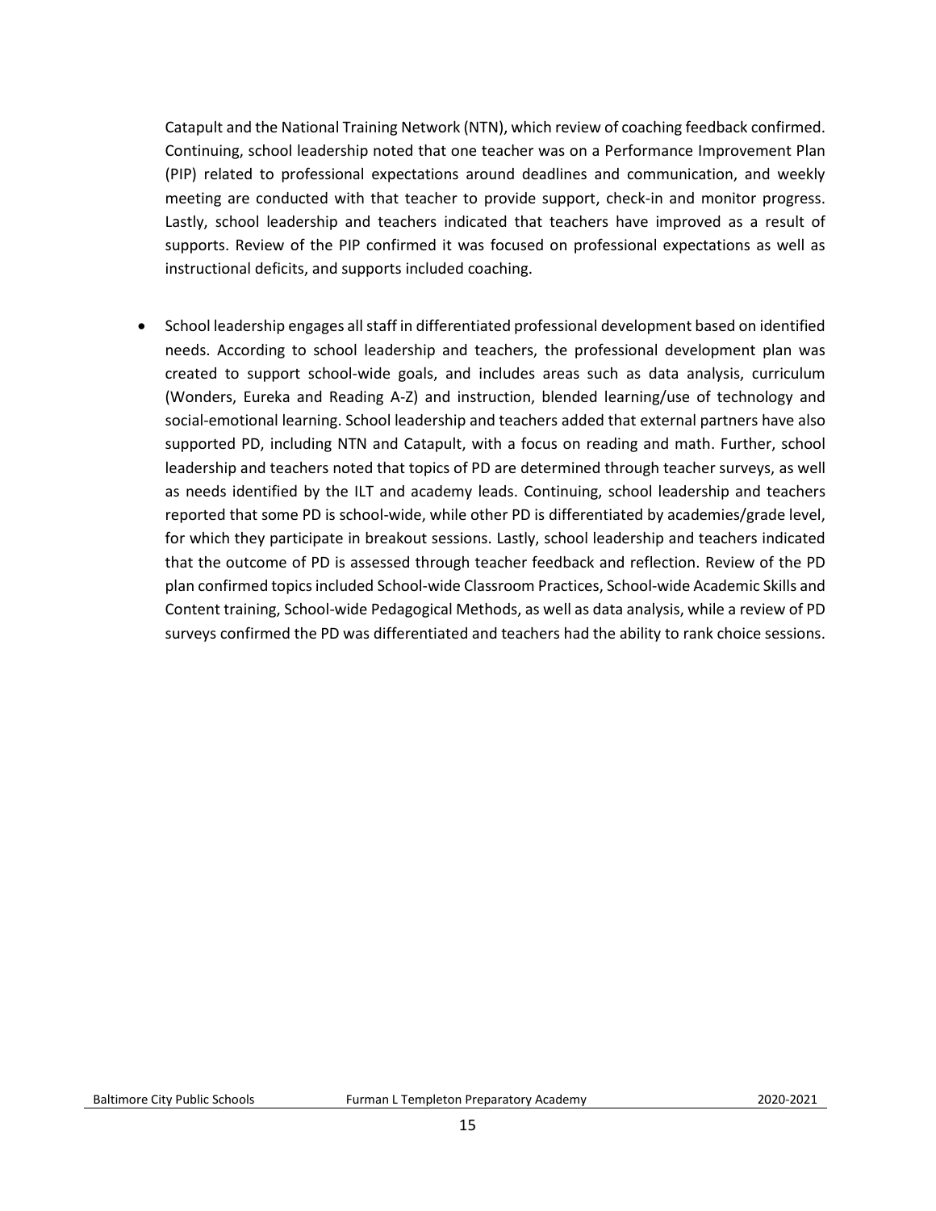Catapult and the National Training Network (NTN), which review of coaching feedback confirmed. Continuing, school leadership noted that one teacher was on a Performance Improvement Plan (PIP) related to professional expectations around deadlines and communication, and weekly meeting are conducted with that teacher to provide support, check-in and monitor progress. Lastly, school leadership and teachers indicated that teachers have improved as a result of supports. Review of the PIP confirmed it was focused on professional expectations as well as instructional deficits, and supports included coaching.

- School leadership engages all staff in differentiated professional development based on identified needs. According to school leadership and teachers, the professional development plan was created to support school-wide goals, and includes areas such as data analysis, curriculum (Wonders, Eureka and Reading A-Z) and instruction, blended learning/use of technology and social-emotional learning. School leadership and teachers added that external partners have also supported PD, including NTN and Catapult, with a focus on reading and math. Further, school leadership and teachers noted that topics of PD are determined through teacher surveys, as well as needs identified by the ILT and academy leads. Continuing, school leadership and teachers reported that some PD is school-wide, while other PD is differentiated by academies/grade level, for which they participate in breakout sessions. Lastly, school leadership and teachers indicated that the outcome of PD is assessed through teacher feedback and reflection. Review of the PD plan confirmed topics included School-wide Classroom Practices, School-wide Academic Skills and Content training, School-wide Pedagogical Methods, as well as data analysis, while a review of PD surveys confirmed the PD was differentiated and teachers had the ability to rank choice sessions.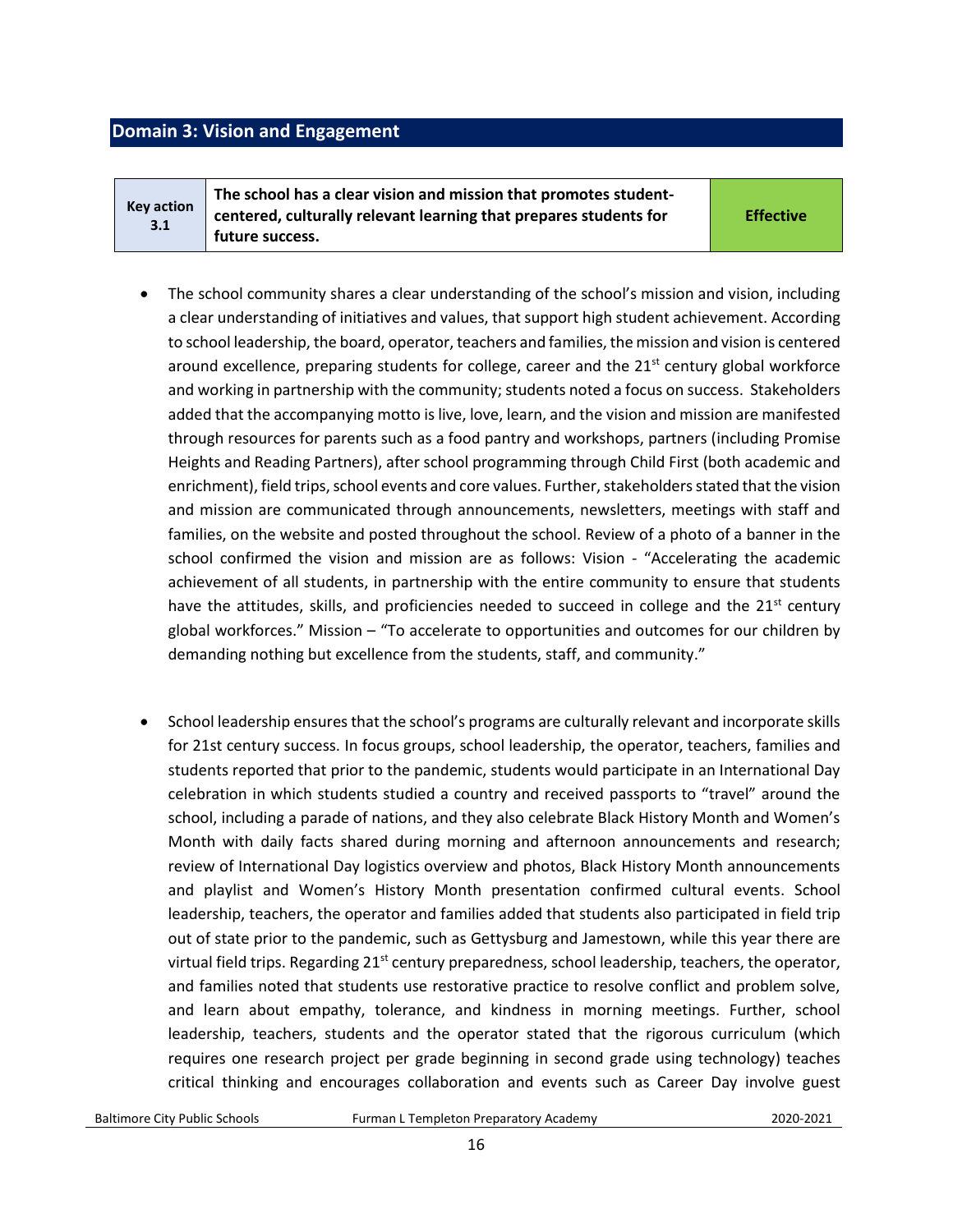## Domain 3: Vision and Engagement

| Key action 3.1 | The school has a clear vision and mission that promotes student-centered, culturally relevant learning that prepares students for future success. | Effective |
|---|---|---|

- The school community shares a clear understanding of the school's mission and vision, including a clear understanding of initiatives and values, that support high student achievement. According to school leadership, the board, operator, teachers and families, the mission and vision is centered around excellence, preparing students for college, career and the 21st century global workforce and working in partnership with the community; students noted a focus on success. Stakeholders added that the accompanying motto is live, love, learn, and the vision and mission are manifested through resources for parents such as a food pantry and workshops, partners (including Promise Heights and Reading Partners), after school programming through Child First (both academic and enrichment), field trips, school events and core values. Further, stakeholders stated that the vision and mission are communicated through announcements, newsletters, meetings with staff and families, on the website and posted throughout the school. Review of a photo of a banner in the school confirmed the vision and mission are as follows: Vision - "Accelerating the academic achievement of all students, in partnership with the entire community to ensure that students have the attitudes, skills, and proficiencies needed to succeed in college and the 21st century global workforces." Mission – "To accelerate to opportunities and outcomes for our children by demanding nothing but excellence from the students, staff, and community."

- School leadership ensures that the school's programs are culturally relevant and incorporate skills for 21st century success. In focus groups, school leadership, the operator, teachers, families and students reported that prior to the pandemic, students would participate in an International Day celebration in which students studied a country and received passports to "travel" around the school, including a parade of nations, and they also celebrate Black History Month and Women's Month with daily facts shared during morning and afternoon announcements and research; review of International Day logistics overview and photos, Black History Month announcements and playlist and Women's History Month presentation confirmed cultural events. School leadership, teachers, the operator and families added that students also participated in field trip out of state prior to the pandemic, such as Gettysburg and Jamestown, while this year there are virtual field trips. Regarding 21st century preparedness, school leadership, teachers, the operator, and families noted that students use restorative practice to resolve conflict and problem solve, and learn about empathy, tolerance, and kindness in morning meetings. Further, school leadership, teachers, students and the operator stated that the rigorous curriculum (which requires one research project per grade beginning in second grade using technology) teaches critical thinking and encourages collaboration and events such as Career Day involve guest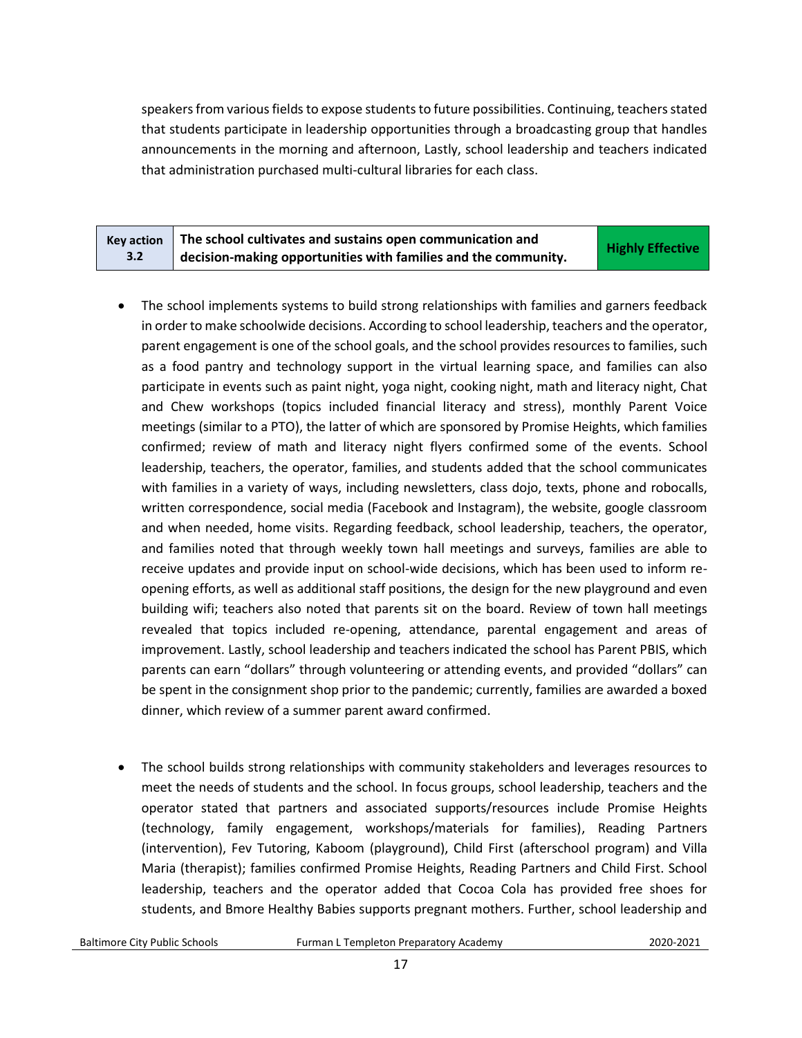speakers from various fields to expose students to future possibilities. Continuing, teachers stated that students participate in leadership opportunities through a broadcasting group that handles announcements in the morning and afternoon, Lastly, school leadership and teachers indicated that administration purchased multi-cultural libraries for each class.

| Key action 3.2 | The school cultivates and sustains open communication and decision-making opportunities with families and the community. | Highly Effective |
|---|---|---|

- The school implements systems to build strong relationships with families and garners feedback in order to make schoolwide decisions. According to school leadership, teachers and the operator, parent engagement is one of the school goals, and the school provides resources to families, such as a food pantry and technology support in the virtual learning space, and families can also participate in events such as paint night, yoga night, cooking night, math and literacy night, Chat and Chew workshops (topics included financial literacy and stress), monthly Parent Voice meetings (similar to a PTO), the latter of which are sponsored by Promise Heights, which families confirmed; review of math and literacy night flyers confirmed some of the events. School leadership, teachers, the operator, families, and students added that the school communicates with families in a variety of ways, including newsletters, class dojo, texts, phone and robocalls, written correspondence, social media (Facebook and Instagram), the website, google classroom and when needed, home visits. Regarding feedback, school leadership, teachers, the operator, and families noted that through weekly town hall meetings and surveys, families are able to receive updates and provide input on school-wide decisions, which has been used to inform re-opening efforts, as well as additional staff positions, the design for the new playground and even building wifi; teachers also noted that parents sit on the board. Review of town hall meetings revealed that topics included re-opening, attendance, parental engagement and areas of improvement. Lastly, school leadership and teachers indicated the school has Parent PBIS, which parents can earn "dollars" through volunteering or attending events, and provided "dollars" can be spent in the consignment shop prior to the pandemic; currently, families are awarded a boxed dinner, which review of a summer parent award confirmed.

- The school builds strong relationships with community stakeholders and leverages resources to meet the needs of students and the school. In focus groups, school leadership, teachers and the operator stated that partners and associated supports/resources include Promise Heights (technology, family engagement, workshops/materials for families), Reading Partners (intervention), Fev Tutoring, Kaboom (playground), Child First (afterschool program) and Villa Maria (therapist); families confirmed Promise Heights, Reading Partners and Child First. School leadership, teachers and the operator added that Cocoa Cola has provided free shoes for students, and Bmore Healthy Babies supports pregnant mothers. Further, school leadership and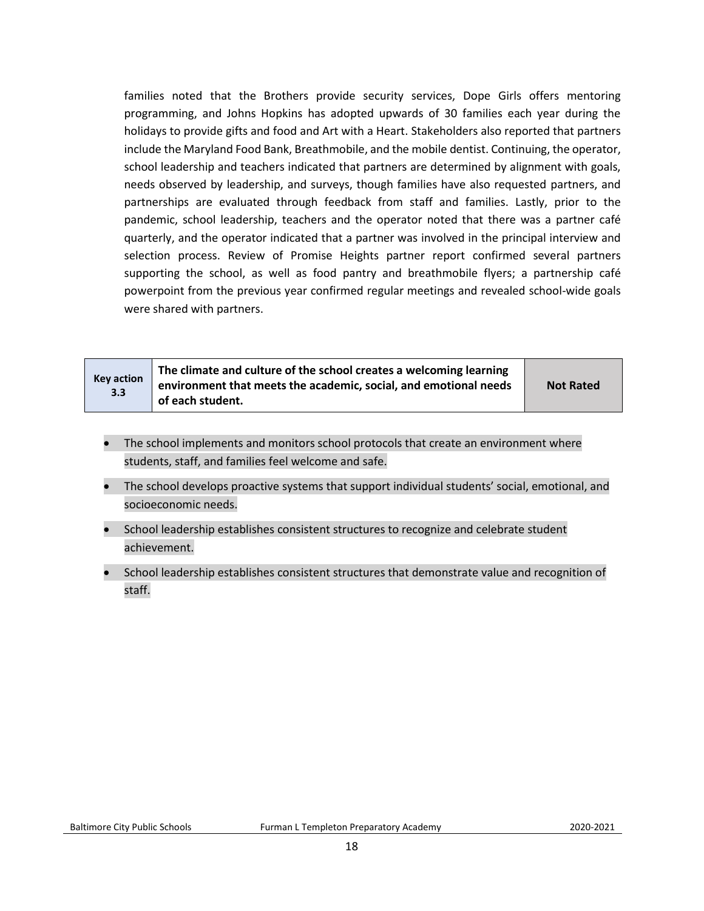families noted that the Brothers provide security services, Dope Girls offers mentoring programming, and Johns Hopkins has adopted upwards of 30 families each year during the holidays to provide gifts and food and Art with a Heart. Stakeholders also reported that partners include the Maryland Food Bank, Breathmobile, and the mobile dentist. Continuing, the operator, school leadership and teachers indicated that partners are determined by alignment with goals, needs observed by leadership, and surveys, though families have also requested partners, and partnerships are evaluated through feedback from staff and families. Lastly, prior to the pandemic, school leadership, teachers and the operator noted that there was a partner café quarterly, and the operator indicated that a partner was involved in the principal interview and selection process. Review of Promise Heights partner report confirmed several partners supporting the school, as well as food pantry and breathmobile flyers; a partnership café powerpoint from the previous year confirmed regular meetings and revealed school-wide goals were shared with partners.

| Key action 3.3 | The climate and culture of the school creates a welcoming learning environment that meets the academic, social, and emotional needs of each student. | Not Rated |
|---|---|---|

- The school implements and monitors school protocols that create an environment where students, staff, and families feel welcome and safe.
- The school develops proactive systems that support individual students' social, emotional, and socioeconomic needs.
- School leadership establishes consistent structures to recognize and celebrate student achievement.
- School leadership establishes consistent structures that demonstrate value and recognition of staff.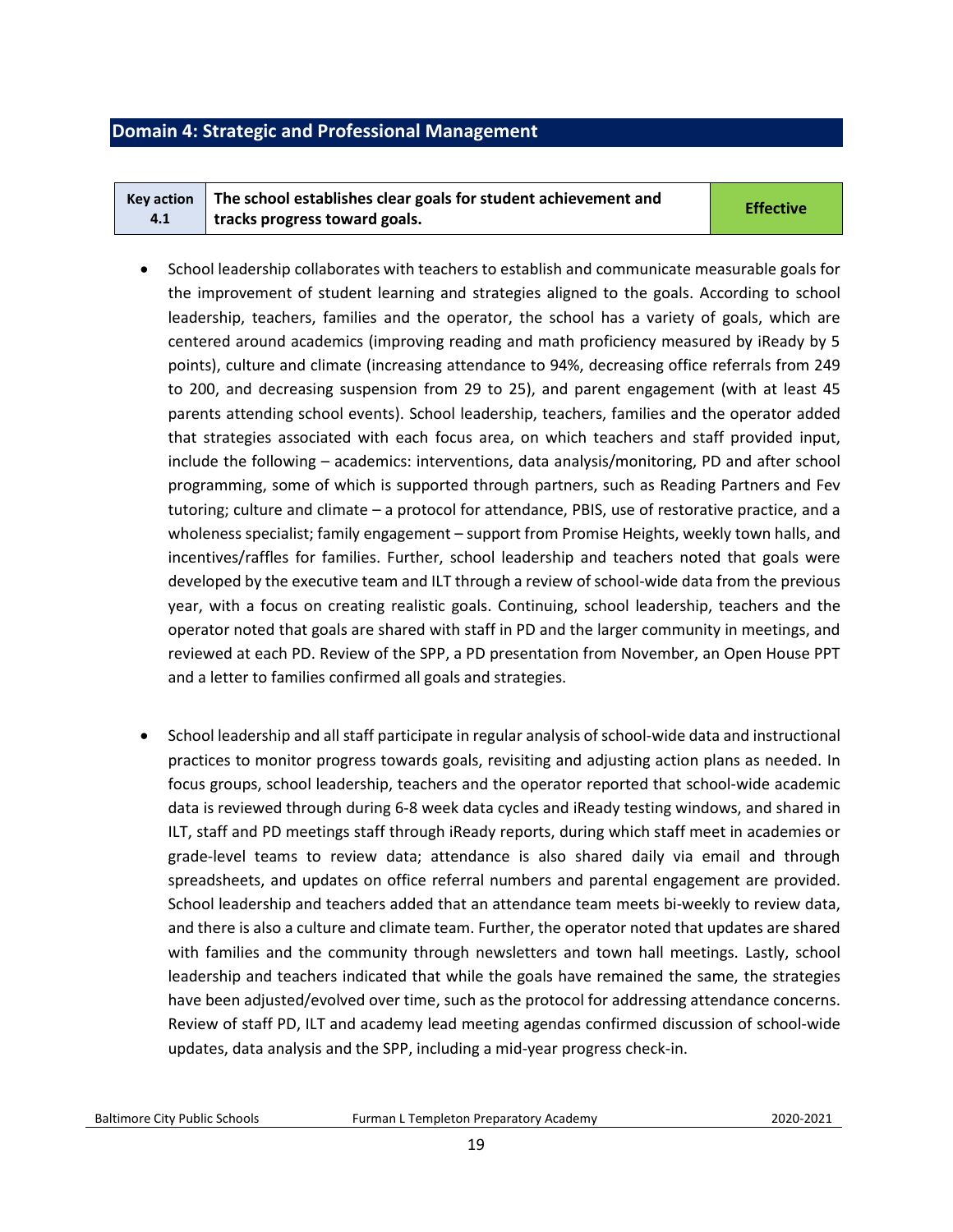## Domain 4: Strategic and Professional Management

| Key action 4.1 | The school establishes clear goals for student achievement and tracks progress toward goals. | Effective |
|---|---|---|

- School leadership collaborates with teachers to establish and communicate measurable goals for the improvement of student learning and strategies aligned to the goals. According to school leadership, teachers, families and the operator, the school has a variety of goals, which are centered around academics (improving reading and math proficiency measured by iReady by 5 points), culture and climate (increasing attendance to 94%, decreasing office referrals from 249 to 200, and decreasing suspension from 29 to 25), and parent engagement (with at least 45 parents attending school events). School leadership, teachers, families and the operator added that strategies associated with each focus area, on which teachers and staff provided input, include the following – academics: interventions, data analysis/monitoring, PD and after school programming, some of which is supported through partners, such as Reading Partners and Fev tutoring; culture and climate – a protocol for attendance, PBIS, use of restorative practice, and a wholeness specialist; family engagement – support from Promise Heights, weekly town halls, and incentives/raffles for families. Further, school leadership and teachers noted that goals were developed by the executive team and ILT through a review of school-wide data from the previous year, with a focus on creating realistic goals. Continuing, school leadership, teachers and the operator noted that goals are shared with staff in PD and the larger community in meetings, and reviewed at each PD. Review of the SPP, a PD presentation from November, an Open House PPT and a letter to families confirmed all goals and strategies.

- School leadership and all staff participate in regular analysis of school-wide data and instructional practices to monitor progress towards goals, revisiting and adjusting action plans as needed. In focus groups, school leadership, teachers and the operator reported that school-wide academic data is reviewed through during 6-8 week data cycles and iReady testing windows, and shared in ILT, staff and PD meetings staff through iReady reports, during which staff meet in academies or grade-level teams to review data; attendance is also shared daily via email and through spreadsheets, and updates on office referral numbers and parental engagement are provided. School leadership and teachers added that an attendance team meets bi-weekly to review data, and there is also a culture and climate team. Further, the operator noted that updates are shared with families and the community through newsletters and town hall meetings. Lastly, school leadership and teachers indicated that while the goals have remained the same, the strategies have been adjusted/evolved over time, such as the protocol for addressing attendance concerns. Review of staff PD, ILT and academy lead meeting agendas confirmed discussion of school-wide updates, data analysis and the SPP, including a mid-year progress check-in.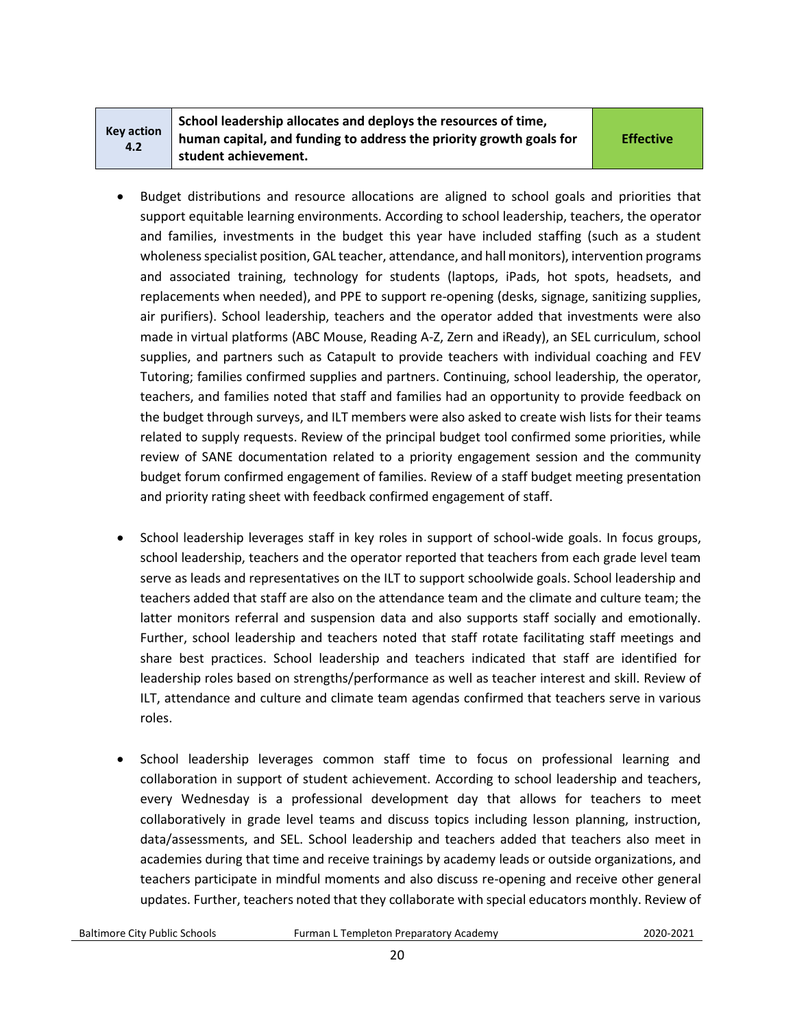| Key action 4.2 | School leadership allocates and deploys the resources of time, human capital, and funding to address the priority growth goals for student achievement. | Effective |
| --- | --- | --- |

- Budget distributions and resource allocations are aligned to school goals and priorities that support equitable learning environments. According to school leadership, teachers, the operator and families, investments in the budget this year have included staffing (such as a student wholeness specialist position, GAL teacher, attendance, and hall monitors), intervention programs and associated training, technology for students (laptops, iPads, hot spots, headsets, and replacements when needed), and PPE to support re-opening (desks, signage, sanitizing supplies, air purifiers). School leadership, teachers and the operator added that investments were also made in virtual platforms (ABC Mouse, Reading A-Z, Zern and iReady), an SEL curriculum, school supplies, and partners such as Catapult to provide teachers with individual coaching and FEV Tutoring; families confirmed supplies and partners. Continuing, school leadership, the operator, teachers, and families noted that staff and families had an opportunity to provide feedback on the budget through surveys, and ILT members were also asked to create wish lists for their teams related to supply requests. Review of the principal budget tool confirmed some priorities, while review of SANE documentation related to a priority engagement session and the community budget forum confirmed engagement of families. Review of a staff budget meeting presentation and priority rating sheet with feedback confirmed engagement of staff.

- School leadership leverages staff in key roles in support of school-wide goals. In focus groups, school leadership, teachers and the operator reported that teachers from each grade level team serve as leads and representatives on the ILT to support schoolwide goals. School leadership and teachers added that staff are also on the attendance team and the climate and culture team; the latter monitors referral and suspension data and also supports staff socially and emotionally. Further, school leadership and teachers noted that staff rotate facilitating staff meetings and share best practices. School leadership and teachers indicated that staff are identified for leadership roles based on strengths/performance as well as teacher interest and skill. Review of ILT, attendance and culture and climate team agendas confirmed that teachers serve in various roles.

- School leadership leverages common staff time to focus on professional learning and collaboration in support of student achievement. According to school leadership and teachers, every Wednesday is a professional development day that allows for teachers to meet collaboratively in grade level teams and discuss topics including lesson planning, instruction, data/assessments, and SEL. School leadership and teachers added that teachers also meet in academies during that time and receive trainings by academy leads or outside organizations, and teachers participate in mindful moments and also discuss re-opening and receive other general updates. Further, teachers noted that they collaborate with special educators monthly. Review of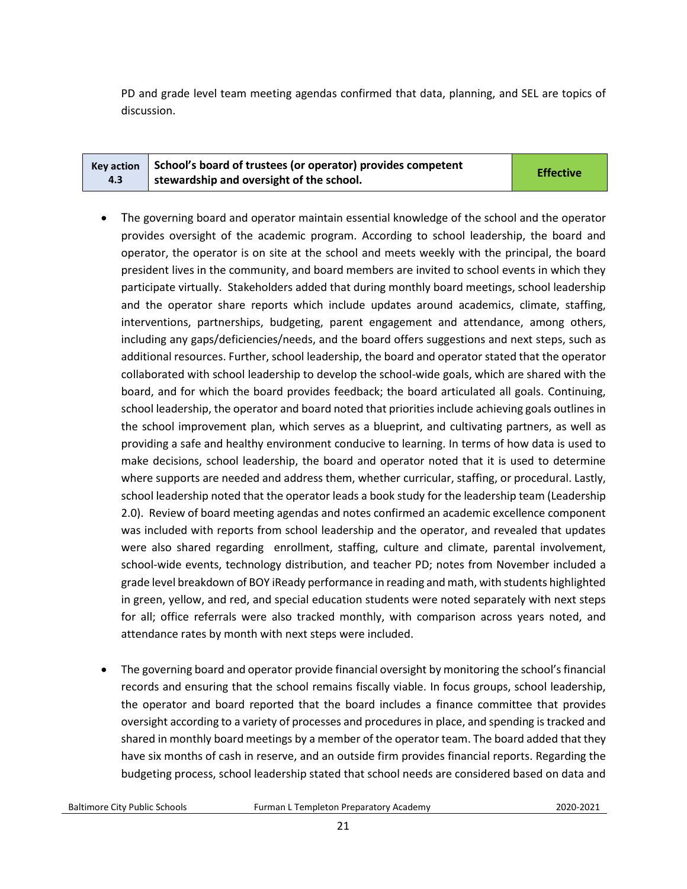PD and grade level team meeting agendas confirmed that data, planning, and SEL are topics of discussion.

| Key action 4.3 | School's board of trustees (or operator) provides competent stewardship and oversight of the school. | Effective |
|---|---|---|

- The governing board and operator maintain essential knowledge of the school and the operator provides oversight of the academic program. According to school leadership, the board and operator, the operator is on site at the school and meets weekly with the principal, the board president lives in the community, and board members are invited to school events in which they participate virtually. Stakeholders added that during monthly board meetings, school leadership and the operator share reports which include updates around academics, climate, staffing, interventions, partnerships, budgeting, parent engagement and attendance, among others, including any gaps/deficiencies/needs, and the board offers suggestions and next steps, such as additional resources. Further, school leadership, the board and operator stated that the operator collaborated with school leadership to develop the school-wide goals, which are shared with the board, and for which the board provides feedback; the board articulated all goals. Continuing, school leadership, the operator and board noted that priorities include achieving goals outlines in the school improvement plan, which serves as a blueprint, and cultivating partners, as well as providing a safe and healthy environment conducive to learning. In terms of how data is used to make decisions, school leadership, the board and operator noted that it is used to determine where supports are needed and address them, whether curricular, staffing, or procedural. Lastly, school leadership noted that the operator leads a book study for the leadership team (Leadership 2.0). Review of board meeting agendas and notes confirmed an academic excellence component was included with reports from school leadership and the operator, and revealed that updates were also shared regarding enrollment, staffing, culture and climate, parental involvement, school-wide events, technology distribution, and teacher PD; notes from November included a grade level breakdown of BOY iReady performance in reading and math, with students highlighted in green, yellow, and red, and special education students were noted separately with next steps for all; office referrals were also tracked monthly, with comparison across years noted, and attendance rates by month with next steps were included.

- The governing board and operator provide financial oversight by monitoring the school's financial records and ensuring that the school remains fiscally viable. In focus groups, school leadership, the operator and board reported that the board includes a finance committee that provides oversight according to a variety of processes and procedures in place, and spending is tracked and shared in monthly board meetings by a member of the operator team. The board added that they have six months of cash in reserve, and an outside firm provides financial reports. Regarding the budgeting process, school leadership stated that school needs are considered based on data and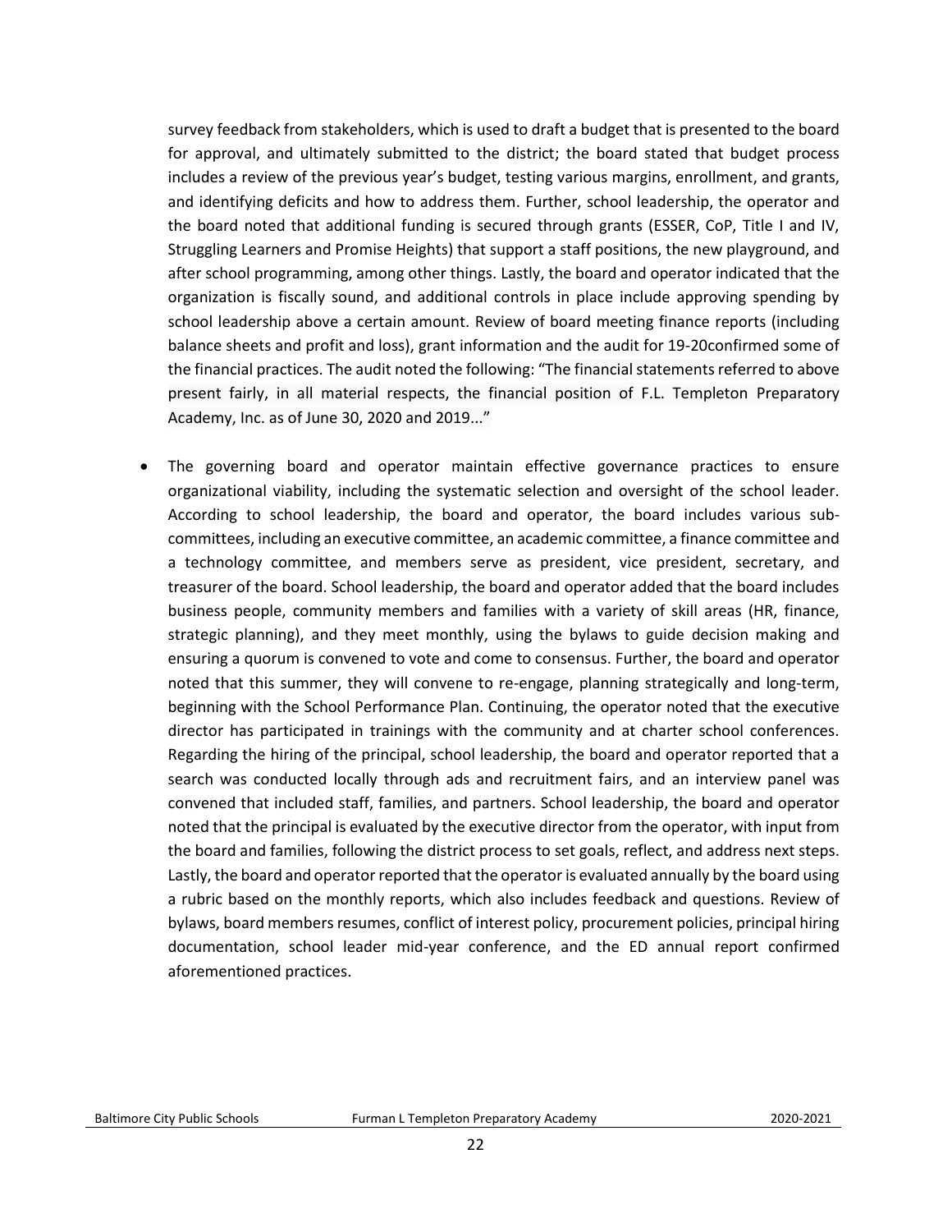survey feedback from stakeholders, which is used to draft a budget that is presented to the board for approval, and ultimately submitted to the district; the board stated that budget process includes a review of the previous year's budget, testing various margins, enrollment, and grants, and identifying deficits and how to address them. Further, school leadership, the operator and the board noted that additional funding is secured through grants (ESSER, CoP, Title I and IV, Struggling Learners and Promise Heights) that support a staff positions, the new playground, and after school programming, among other things. Lastly, the board and operator indicated that the organization is fiscally sound, and additional controls in place include approving spending by school leadership above a certain amount. Review of board meeting finance reports (including balance sheets and profit and loss), grant information and the audit for 19-20confirmed some of the financial practices. The audit noted the following: "The financial statements referred to above present fairly, in all material respects, the financial position of F.L. Templeton Preparatory Academy, Inc. as of June 30, 2020 and 2019..."

- The governing board and operator maintain effective governance practices to ensure organizational viability, including the systematic selection and oversight of the school leader. According to school leadership, the board and operator, the board includes various sub-committees, including an executive committee, an academic committee, a finance committee and a technology committee, and members serve as president, vice president, secretary, and treasurer of the board. School leadership, the board and operator added that the board includes business people, community members and families with a variety of skill areas (HR, finance, strategic planning), and they meet monthly, using the bylaws to guide decision making and ensuring a quorum is convened to vote and come to consensus. Further, the board and operator noted that this summer, they will convene to re-engage, planning strategically and long-term, beginning with the School Performance Plan. Continuing, the operator noted that the executive director has participated in trainings with the community and at charter school conferences. Regarding the hiring of the principal, school leadership, the board and operator reported that a search was conducted locally through ads and recruitment fairs, and an interview panel was convened that included staff, families, and partners. School leadership, the board and operator noted that the principal is evaluated by the executive director from the operator, with input from the board and families, following the district process to set goals, reflect, and address next steps. Lastly, the board and operator reported that the operator is evaluated annually by the board using a rubric based on the monthly reports, which also includes feedback and questions. Review of bylaws, board members resumes, conflict of interest policy, procurement policies, principal hiring documentation, school leader mid-year conference, and the ED annual report confirmed aforementioned practices.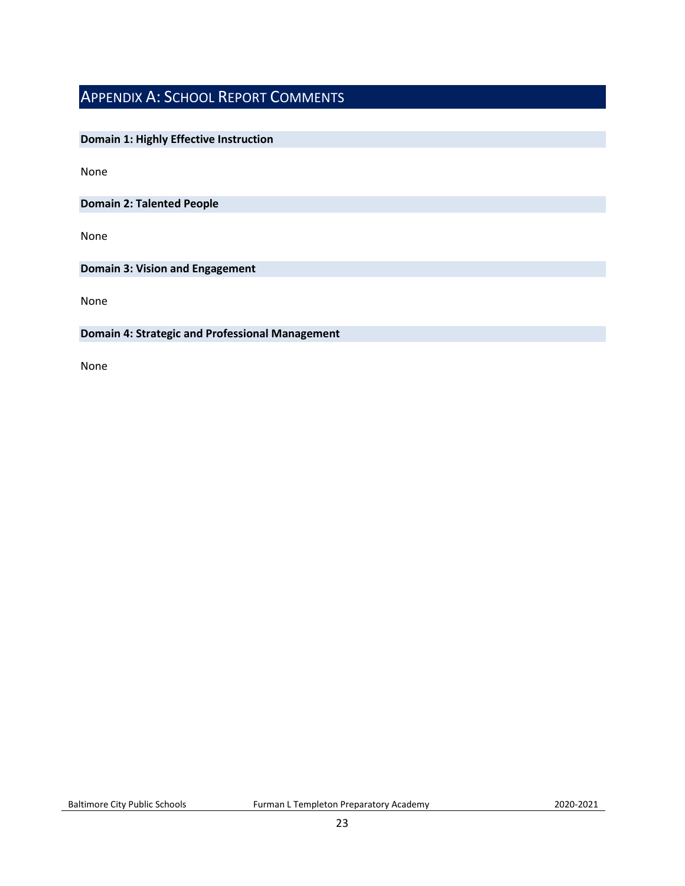# Appendix A: School Report Comments

**Domain 1: Highly Effective Instruction**

None

**Domain 2: Talented People**

None

**Domain 3: Vision and Engagement**

None

**Domain 4: Strategic and Professional Management**

None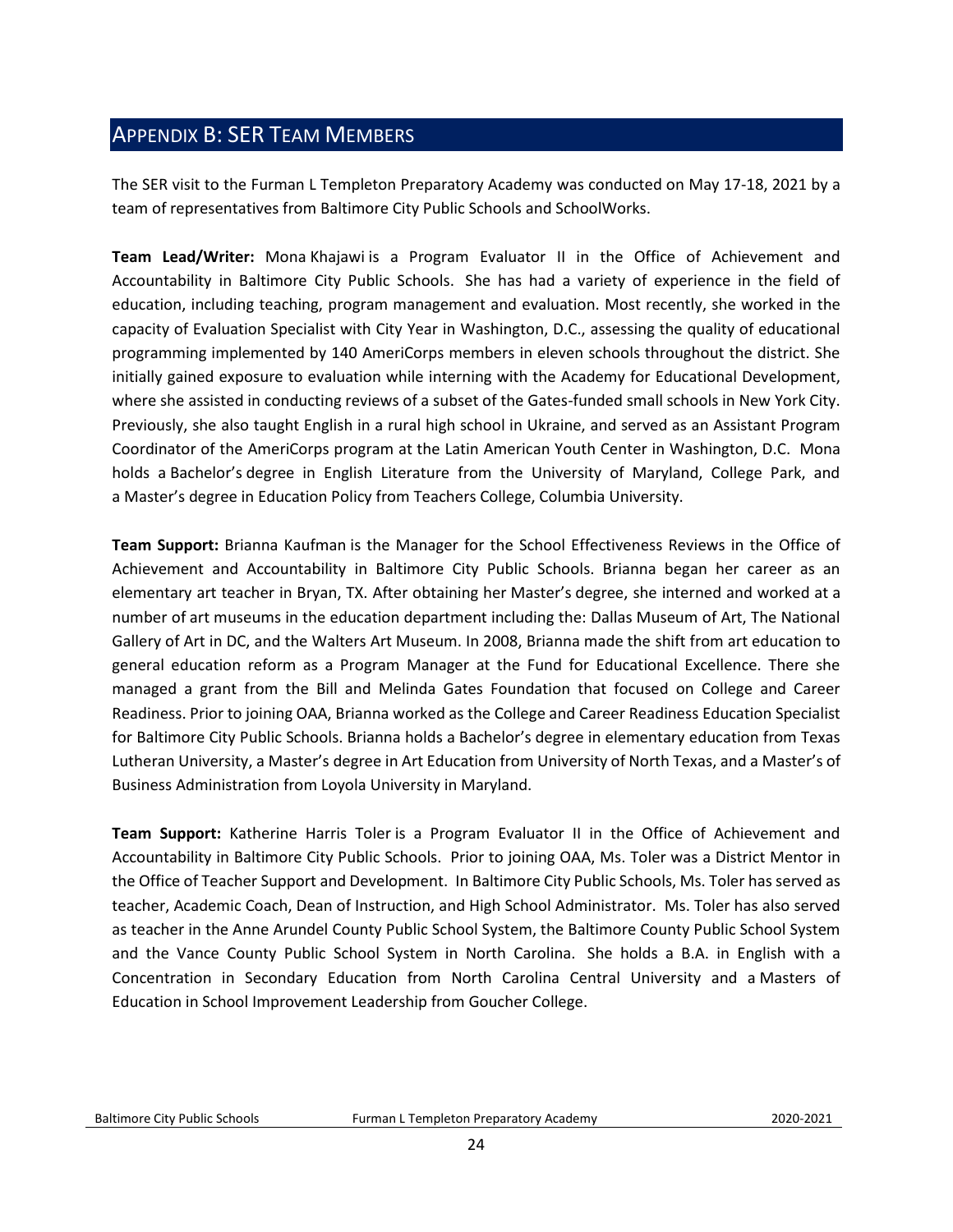## Appendix B: SER Team Members

The SER visit to the Furman L Templeton Preparatory Academy was conducted on May 17-18, 2021 by a team of representatives from Baltimore City Public Schools and SchoolWorks.

**Team Lead/Writer:** Mona Khajawi is a Program Evaluator II in the Office of Achievement and Accountability in Baltimore City Public Schools. She has had a variety of experience in the field of education, including teaching, program management and evaluation. Most recently, she worked in the capacity of Evaluation Specialist with City Year in Washington, D.C., assessing the quality of educational programming implemented by 140 AmeriCorps members in eleven schools throughout the district. She initially gained exposure to evaluation while interning with the Academy for Educational Development, where she assisted in conducting reviews of a subset of the Gates-funded small schools in New York City. Previously, she also taught English in a rural high school in Ukraine, and served as an Assistant Program Coordinator of the AmeriCorps program at the Latin American Youth Center in Washington, D.C. Mona holds a Bachelor's degree in English Literature from the University of Maryland, College Park, and a Master's degree in Education Policy from Teachers College, Columbia University.

**Team Support:** Brianna Kaufman is the Manager for the School Effectiveness Reviews in the Office of Achievement and Accountability in Baltimore City Public Schools. Brianna began her career as an elementary art teacher in Bryan, TX. After obtaining her Master's degree, she interned and worked at a number of art museums in the education department including the: Dallas Museum of Art, The National Gallery of Art in DC, and the Walters Art Museum. In 2008, Brianna made the shift from art education to general education reform as a Program Manager at the Fund for Educational Excellence. There she managed a grant from the Bill and Melinda Gates Foundation that focused on College and Career Readiness. Prior to joining OAA, Brianna worked as the College and Career Readiness Education Specialist for Baltimore City Public Schools. Brianna holds a Bachelor's degree in elementary education from Texas Lutheran University, a Master's degree in Art Education from University of North Texas, and a Master's of Business Administration from Loyola University in Maryland.

**Team Support:** Katherine Harris Toler is a Program Evaluator II in the Office of Achievement and Accountability in Baltimore City Public Schools. Prior to joining OAA, Ms. Toler was a District Mentor in the Office of Teacher Support and Development. In Baltimore City Public Schools, Ms. Toler has served as teacher, Academic Coach, Dean of Instruction, and High School Administrator. Ms. Toler has also served as teacher in the Anne Arundel County Public School System, the Baltimore County Public School System and the Vance County Public School System in North Carolina. She holds a B.A. in English with a Concentration in Secondary Education from North Carolina Central University and a Masters of Education in School Improvement Leadership from Goucher College.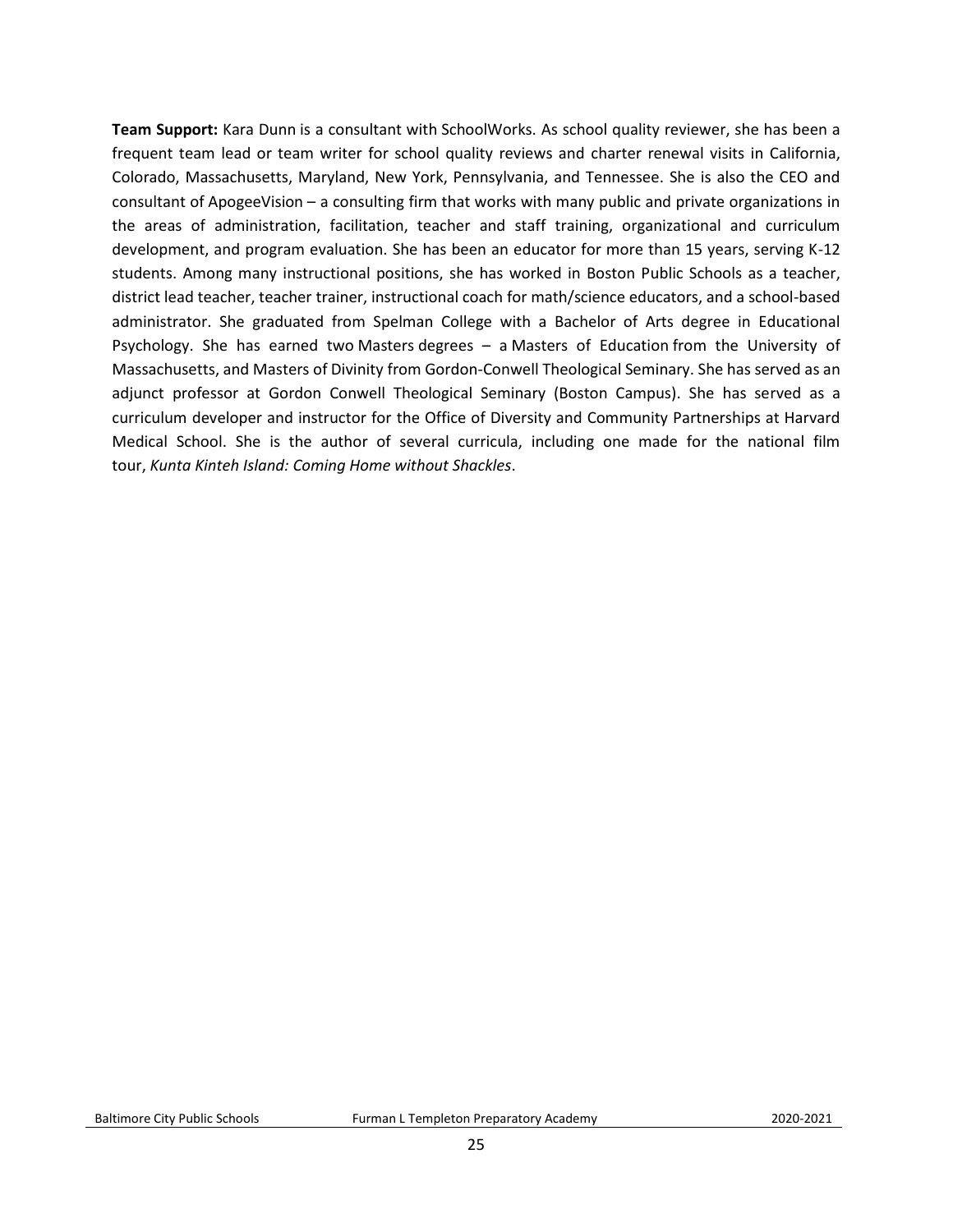**Team Support:** Kara Dunn is a consultant with SchoolWorks. As school quality reviewer, she has been a frequent team lead or team writer for school quality reviews and charter renewal visits in California, Colorado, Massachusetts, Maryland, New York, Pennsylvania, and Tennessee. She is also the CEO and consultant of ApogeeVision – a consulting firm that works with many public and private organizations in the areas of administration, facilitation, teacher and staff training, organizational and curriculum development, and program evaluation. She has been an educator for more than 15 years, serving K-12 students. Among many instructional positions, she has worked in Boston Public Schools as a teacher, district lead teacher, teacher trainer, instructional coach for math/science educators, and a school-based administrator. She graduated from Spelman College with a Bachelor of Arts degree in Educational Psychology. She has earned two Masters degrees – a Masters of Education from the University of Massachusetts, and Masters of Divinity from Gordon-Conwell Theological Seminary. She has served as an adjunct professor at Gordon Conwell Theological Seminary (Boston Campus). She has served as a curriculum developer and instructor for the Office of Diversity and Community Partnerships at Harvard Medical School. She is the author of several curricula, including one made for the national film tour, *Kunta Kinteh Island: Coming Home without Shackles*.